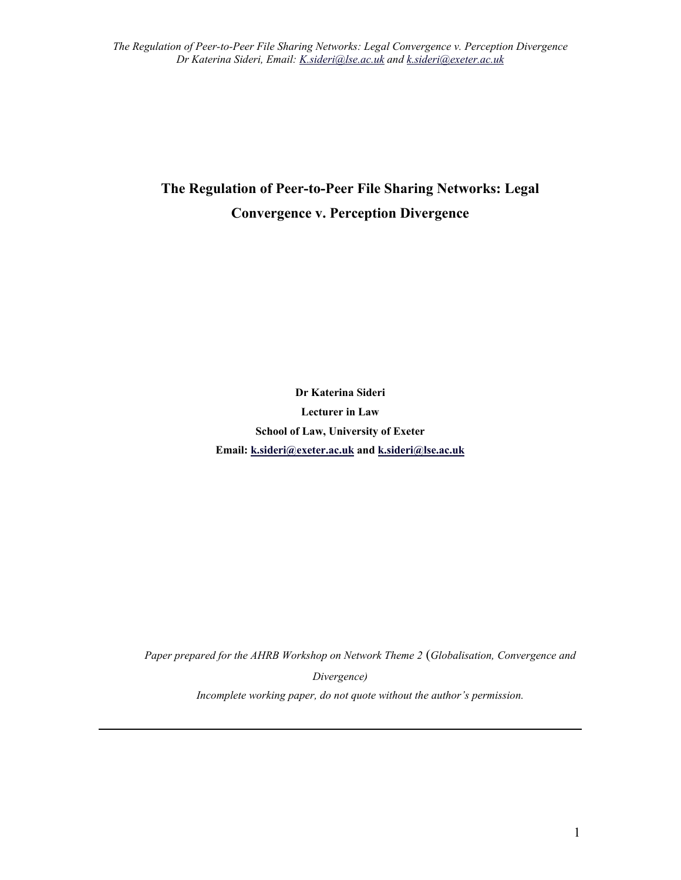# The Regulation of Peer-to-Peer File Sharing Networks: Legal Convergence v. Perception Divergence

**Dr Katerina Sideri**

**Lecturer in Law**

**School of Law, University of Exeter**

**Email: k.sideri@exeter.ac.uk and k.sideri@lse.ac.uk**

*Paper prepared for the AHRB Workshop on Network Theme 2 (Globalisation, Convergence and Divergence)*

*Incomplete working paper, do not quote without the author's permission.*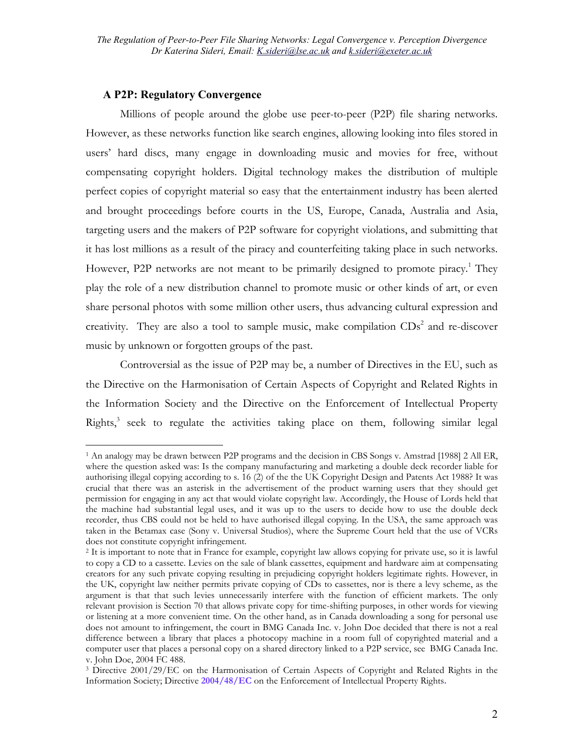## A P2P: Regulatory Convergence

Millions of people around the globe use peer-to-peer (P2P) file sharing networks. However, as these networks function like search engines, allowing looking into files stored in users' hard discs, many engage in downloading music and movies for free, without compensating copyright holders. Digital technology makes the distribution of multiple perfect copies of copyright material so easy that the entertainment industry has been alerted and brought proceedings before courts in the US, Europe, Canada, Australia and Asia, targeting users and the makers of P2P software for copyright violations, and submitting that it has lost millions as a result of the piracy and counterfeiting taking place in such networks. However, P2P networks are not meant to be primarily designed to promote piracy.[1] They play the role of a new distribution channel to promote music or other kinds of art, or even share personal photos with some million other users, thus advancing cultural expression and creativity. They are also a tool to sample music, make compilation CDs[2] and re-discover music by unknown or forgotten groups of the past.

Controversial as the issue of P2P may be, a number of Directives in the EU, such as the Directive on the Harmonisation of Certain Aspects of Copyright and Related Rights in the Information Society and the Directive on the Enforcement of Intellectual Property Rights,[3] seek to regulate the activities taking place on them, following similar legal

---

[1] An analogy may be drawn between P2P programs and the decision in CBS Songs v. Amstrad [1988] 2 All ER, where the question asked was: Is the company manufacturing and marketing a double deck recorder liable for authorising illegal copying according to s. 16 (2) of the the UK Copyright Design and Patents Act 1988? It was crucial that there was an asterisk in the advertisement of the product warning users that they should get permission for engaging in any act that would violate copyright law. Accordingly, the House of Lords held that the machine had substantial legal uses, and it was up to the users to decide how to use the double deck recorder, thus CBS could not be held to have authorised illegal copying. In the USA, the same approach was taken in the Betamax case (Sony v. Universal Studios), where the Supreme Court held that the use of VCRs does not constitute copyright infringement.

[2] It is important to note that in France for example, copyright law allows copying for private use, so it is lawful to copy a CD to a cassette. Levies on the sale of blank cassettes, equipment and hardware aim at compensating creators for any such private copying resulting in prejudicing copyright holders legitimate rights. However, in the UK, copyright law neither permits private copying of CDs to cassettes, nor is there a levy scheme, as the argument is that that such levies unnecessarily interfere with the function of efficient markets. The only relevant provision is Section 70 that allows private copy for time-shifting purposes, in other words for viewing or listening at a more convenient time. On the other hand, as in Canada downloading a song for personal use does not amount to infringement, the court in BMG Canada Inc. v. John Doe decided that there is not a real difference between a library that places a photocopy machine in a room full of copyrighted material and a computer user that places a personal copy on a shared directory linked to a P2P service, see BMG Canada Inc. v. John Doe, 2004 FC 488.

[3] Directive 2001/29/EC on the Harmonisation of Certain Aspects of Copyright and Related Rights in the Information Society; Directive **2004/48/EC** on the Enforcement of Intellectual Property Rights.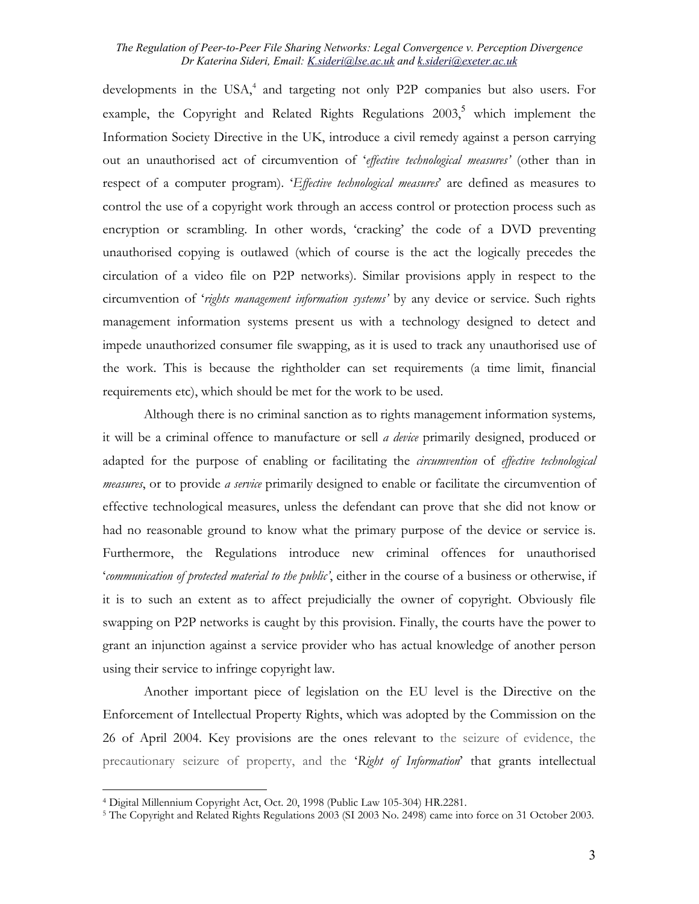developments in the USA,[4] and targeting not only P2P companies but also users. For example, the Copyright and Related Rights Regulations 2003,[5] which implement the Information Society Directive in the UK, introduce a civil remedy against a person carrying out an unauthorised act of circumvention of '*effective technological measures'* (other than in respect of a computer program). '*Effective technological measures*' are defined as measures to control the use of a copyright work through an access control or protection process such as encryption or scrambling. In other words, 'cracking' the code of a DVD preventing unauthorised copying is outlawed (which of course is the act the logically precedes the circulation of a video file on P2P networks). Similar provisions apply in respect to the circumvention of '*rights management information systems'* by any device or service. Such rights management information systems present us with a technology designed to detect and impede unauthorized consumer file swapping, as it is used to track any unauthorised use of the work. This is because the rightholder can set requirements (a time limit, financial requirements etc), which should be met for the work to be used.

Although there is no criminal sanction as to rights management information systems*,* it will be a criminal offence to manufacture or sell *a device* primarily designed, produced or adapted for the purpose of enabling or facilitating the *circumvention* of *effective technological measures*, or to provide *a service* primarily designed to enable or facilitate the circumvention of effective technological measures, unless the defendant can prove that she did not know or had no reasonable ground to know what the primary purpose of the device or service is. Furthermore, the Regulations introduce new criminal offences for unauthorised '*communication of protected material to the public'*, either in the course of a business or otherwise, if it is to such an extent as to affect prejudicially the owner of copyright. Obviously file swapping on P2P networks is caught by this provision. Finally, the courts have the power to grant an injunction against a service provider who has actual knowledge of another person using their service to infringe copyright law.

Another important piece of legislation on the EU level is the Directive on the Enforcement of Intellectual Property Rights, which was adopted by the Commission on the 26 of April 2004. Key provisions are the ones relevant to the seizure of evidence, the precautionary seizure of property, and the '*Right of Information*' that grants intellectual

---

[4] Digital Millennium Copyright Act, Oct. 20, 1998 (Public Law 105-304) HR.2281.

[5] The Copyright and Related Rights Regulations 2003 (SI 2003 No. 2498) came into force on 31 October 2003.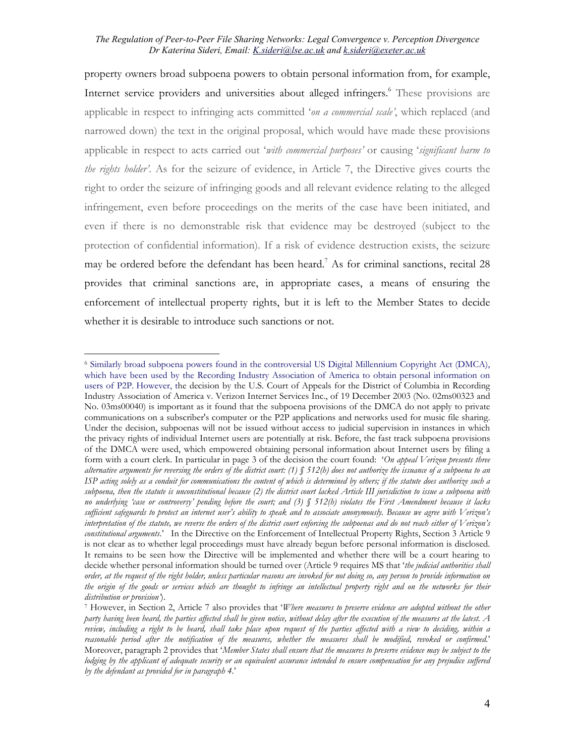property owners broad subpoena powers to obtain personal information from, for example, Internet service providers and universities about alleged infringers.[6] These provisions are applicable in respect to infringing acts committed '*on a commercial scale*', which replaced (and narrowed down) the text in the original proposal, which would have made these provisions applicable in respect to acts carried out '*with commercial purposes'* or causing '*significant harm to the rights holder'*. As for the seizure of evidence, in Article 7, the Directive gives courts the right to order the seizure of infringing goods and all relevant evidence relating to the alleged infringement, even before proceedings on the merits of the case have been initiated, and even if there is no demonstrable risk that evidence may be destroyed (subject to the protection of confidential information). If a risk of evidence destruction exists, the seizure may be ordered before the defendant has been heard.[7] As for criminal sanctions, recital 28 provides that criminal sanctions are, in appropriate cases, a means of ensuring the enforcement of intellectual property rights, but it is left to the Member States to decide whether it is desirable to introduce such sanctions or not.

---

[6] Similarly broad subpoena powers found in the controversial US Digital Millennium Copyright Act (DMCA), which have been used by the Recording Industry Association of America to obtain personal information on users of P2P. However, the decision by the U.S. Court of Appeals for the District of Columbia in Recording Industry Association of America v. Verizon Internet Services Inc., of 19 December 2003 (No. 02ms00323 and No. 03ms00040) is important as it found that the subpoena provisions of the DMCA do not apply to private communications on a subscriber's computer or the P2P applications and networks used for music file sharing. Under the decision, subpoenas will not be issued without access to judicial supervision in instances in which the privacy rights of individual Internet users are potentially at risk. Before, the fast track subpoena provisions of the DMCA were used, which empowered obtaining personal information about Internet users by filing a form with a court clerk. In particular in page 3 of the decision the court found: '*On appeal Verizon presents three alternative arguments for reversing the orders of the district court: (1) § 512(h) does not authorize the issuance of a subpoena to an ISP acting solely as a conduit for communications the content of which is determined by others; if the statute does authorize such a subpoena, then the statute is unconstitutional because (2) the district court lacked Article III jurisdiction to issue a subpoena with no underlying 'case or controversy' pending before the court; and (3) § 512(h) violates the First Amendment because it lacks sufficient safeguards to protect an internet user's ability to speak and to associate anonymously. Because we agree with Verizon's interpretation of the statute, we reverse the orders of the district court enforcing the subpoenas and do not reach either of Verizon's constitutional arguments*.' In the Directive on the Enforcement of Intellectual Property Rights, Section 3 Article 9 is not clear as to whether legal proceedings must have already begun before personal information is disclosed. It remains to be seen how the Directive will be implemented and whether there will be a court hearing to decide whether personal information should be turned over (Article 9 requires MS that '*the judicial authorities shall order, at the request of the right holder, unless particular reasons are invoked for not doing so, any person to provide information on the origin of the goods or services which are thought to infringe an intellectual property right and on the networks for their distribution or provision*').

[7] However, in Section 2, Article 7 also provides that '*Where measures to preserve evidence are adopted without the other party having been heard, the parties affected shall be given notice, without delay after the execution of the measures at the latest. A review, including a right to be heard, shall take place upon request of the parties affected with a view to deciding, within a reasonable period after the notification of the measures, whether the measures shall be modified, revoked or confirmed*.' Moreover, paragraph 2 provides that '*Member States shall ensure that the measures to preserve evidence may be subject to the lodging by the applicant of adequate security or an equivalent assurance intended to ensure compensation for any prejudice suffered by the defendant as provided for in paragraph 4*.'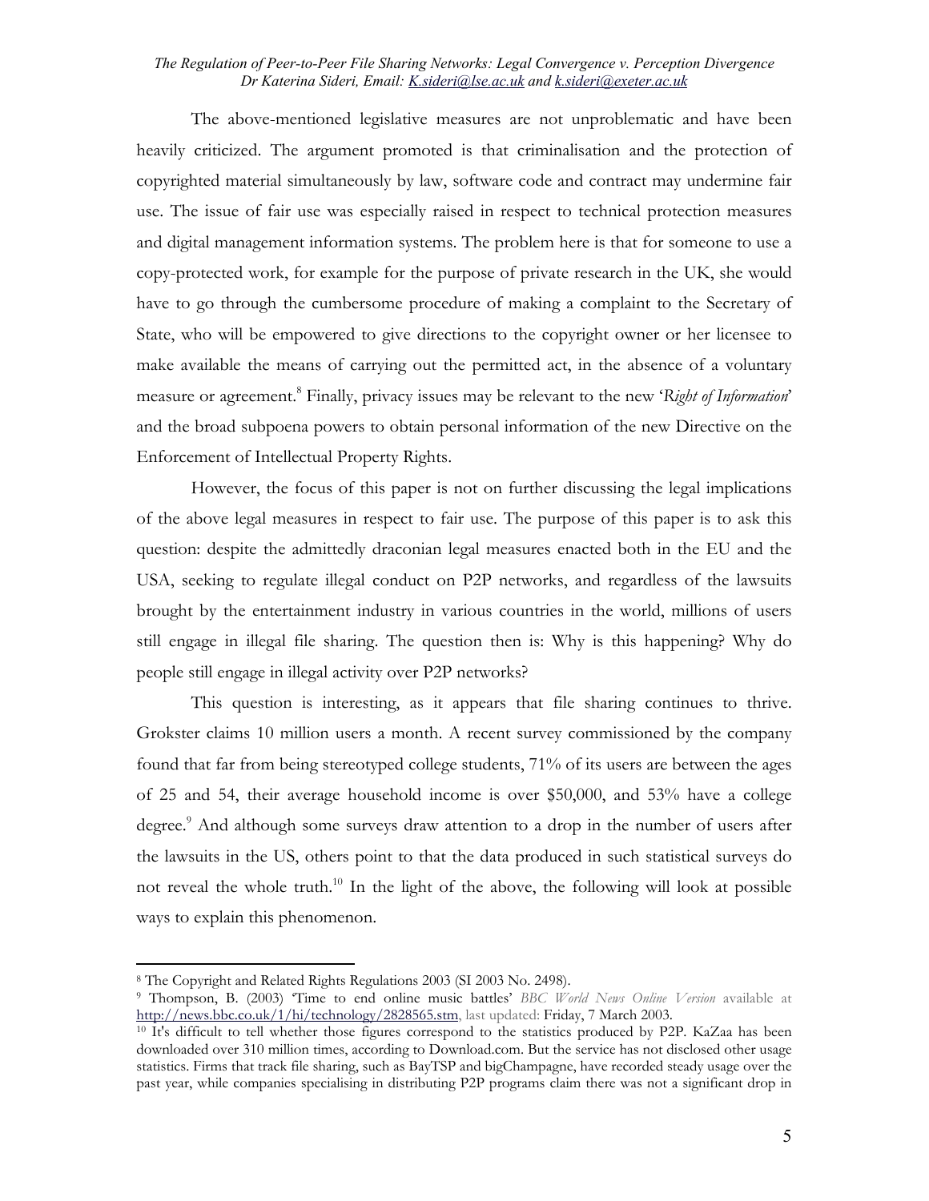The above-mentioned legislative measures are not unproblematic and have been heavily criticized. The argument promoted is that criminalisation and the protection of copyrighted material simultaneously by law, software code and contract may undermine fair use. The issue of fair use was especially raised in respect to technical protection measures and digital management information systems. The problem here is that for someone to use a copy-protected work, for example for the purpose of private research in the UK, she would have to go through the cumbersome procedure of making a complaint to the Secretary of State, who will be empowered to give directions to the copyright owner or her licensee to make available the means of carrying out the permitted act, in the absence of a voluntary measure or agreement.[8] Finally, privacy issues may be relevant to the new '*Right of Information*' and the broad subpoena powers to obtain personal information of the new Directive on the Enforcement of Intellectual Property Rights.

However, the focus of this paper is not on further discussing the legal implications of the above legal measures in respect to fair use. The purpose of this paper is to ask this question: despite the admittedly draconian legal measures enacted both in the EU and the USA, seeking to regulate illegal conduct on P2P networks, and regardless of the lawsuits brought by the entertainment industry in various countries in the world, millions of users still engage in illegal file sharing. The question then is: Why is this happening? Why do people still engage in illegal activity over P2P networks?

This question is interesting, as it appears that file sharing continues to thrive. Grokster claims 10 million users a month. A recent survey commissioned by the company found that far from being stereotyped college students, 71% of its users are between the ages of 25 and 54, their average household income is over $50,000, and 53% have a college degree.[9] And although some surveys draw attention to a drop in the number of users after the lawsuits in the US, others point to that the data produced in such statistical surveys do not reveal the whole truth.[10] In the light of the above, the following will look at possible ways to explain this phenomenon.

---

[8] The Copyright and Related Rights Regulations 2003 (SI 2003 No. 2498).

[9] Thompson, B. (2003) 'Time to end online music battles' *BBC World News Online Version* available at http://news.bbc.co.uk/1/hi/technology/2828565.stm, last updated: Friday, 7 March 2003.

[10] It's difficult to tell whether those figures correspond to the statistics produced by P2P. KaZaa has been downloaded over 310 million times, according to Download.com. But the service has not disclosed other usage statistics. Firms that track file sharing, such as BayTSP and bigChampagne, have recorded steady usage over the past year, while companies specialising in distributing P2P programs claim there was not a significant drop in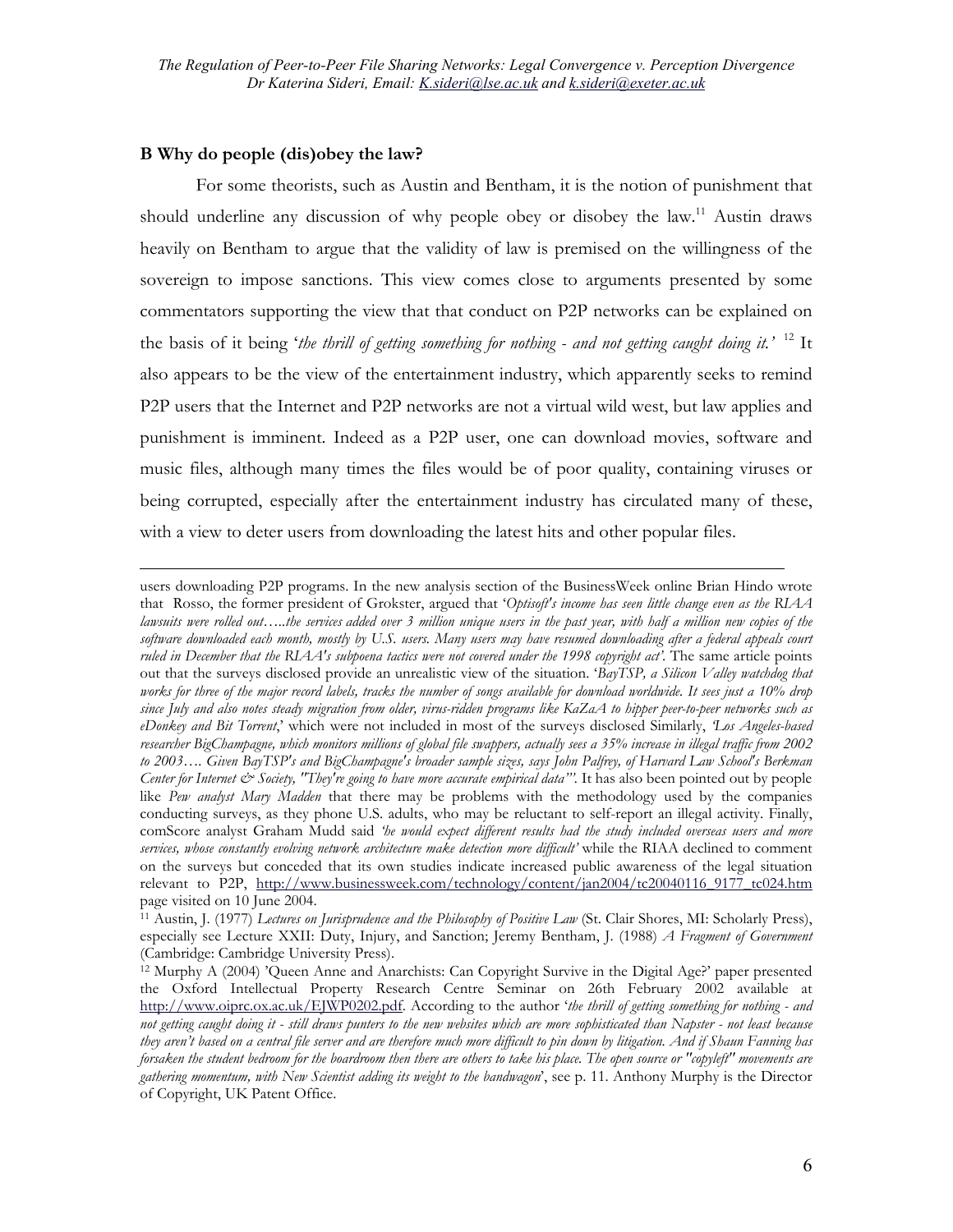### B Why do people (dis)obey the law?

For some theorists, such as Austin and Bentham, it is the notion of punishment that should underline any discussion of why people obey or disobey the law.[11] Austin draws heavily on Bentham to argue that the validity of law is premised on the willingness of the sovereign to impose sanctions. This view comes close to arguments presented by some commentators supporting the view that that conduct on P2P networks can be explained on the basis of it being '*the thrill of getting something for nothing - and not getting caught doing it.'* [12] It also appears to be the view of the entertainment industry, which apparently seeks to remind P2P users that the Internet and P2P networks are not a virtual wild west, but law applies and punishment is imminent. Indeed as a P2P user, one can download movies, software and music files, although many times the files would be of poor quality, containing viruses or being corrupted, especially after the entertainment industry has circulated many of these, with a view to deter users from downloading the latest hits and other popular files.

---

users downloading P2P programs. In the new analysis section of the BusinessWeek online Brian Hindo wrote that Rosso, the former president of Grokster, argued that '*Optisoft's income has seen little change even as the RIAA lawsuits were rolled out…..the services added over 3 million unique users in the past year, with half a million new copies of the software downloaded each month, mostly by U.S. users. Many users may have resumed downloading after a federal appeals court ruled in December that the RIAA's subpoena tactics were not covered under the 1998 copyright act'*. The same article points out that the surveys disclosed provide an unrealistic view of the situation. '*BayTSP, a Silicon Valley watchdog that works for three of the major record labels, tracks the number of songs available for download worldwide. It sees just a 10% drop since July and also notes steady migration from older, virus-ridden programs like KaZaA to hipper peer-to-peer networks such as eDonkey and Bit Torrent*,' which were not included in most of the surveys disclosed Similarly, *'Los Angeles-based researcher BigChampagne, which monitors millions of global file swappers, actually sees a 35% increase in illegal traffic from 2002 to 2003…. Given BayTSP's and BigChampagne's broader sample sizes, says John Palfrey, of Harvard Law School's Berkman Center for Internet & Society, "They're going to have more accurate empirical data"'*. It has also been pointed out by people like *Pew analyst Mary Madden* that there may be problems with the methodology used by the companies conducting surveys, as they phone U.S. adults, who may be reluctant to self-report an illegal activity. Finally, comScore analyst Graham Mudd said *'he would expect different results had the study included overseas users and more services, whose constantly evolving network architecture make detection more difficult'* while the RIAA declined to comment on the surveys but conceded that its own studies indicate increased public awareness of the legal situation relevant to P2P, http://www.businessweek.com/technology/content/jan2004/tc20040116_9177_tc024.htm page visited on 10 June 2004.

[11] Austin, J. (1977) *Lectures on Jurisprudence and the Philosophy of Positive Law* (St. Clair Shores, MI: Scholarly Press), especially see Lecture XXII: Duty, Injury, and Sanction; Jeremy Bentham, J. (1988) *A Fragment of Government* (Cambridge: Cambridge University Press).

[12] Murphy A (2004) 'Queen Anne and Anarchists: Can Copyright Survive in the Digital Age?' paper presented the Oxford Intellectual Property Research Centre Seminar on 26th February 2002 available at http://www.oiprc.ox.ac.uk/EJWP0202.pdf. According to the author '*the thrill of getting something for nothing - and not getting caught doing it - still draws punters to the new websites which are more sophisticated than Napster - not least because they aren't based on a central file server and are therefore much more difficult to pin down by litigation. And if Shaun Fanning has forsaken the student bedroom for the boardroom then there are others to take his place. The open source or "copyleft" movements are gathering momentum, with New Scientist adding its weight to the bandwagon*', see p. 11. Anthony Murphy is the Director of Copyright, UK Patent Office.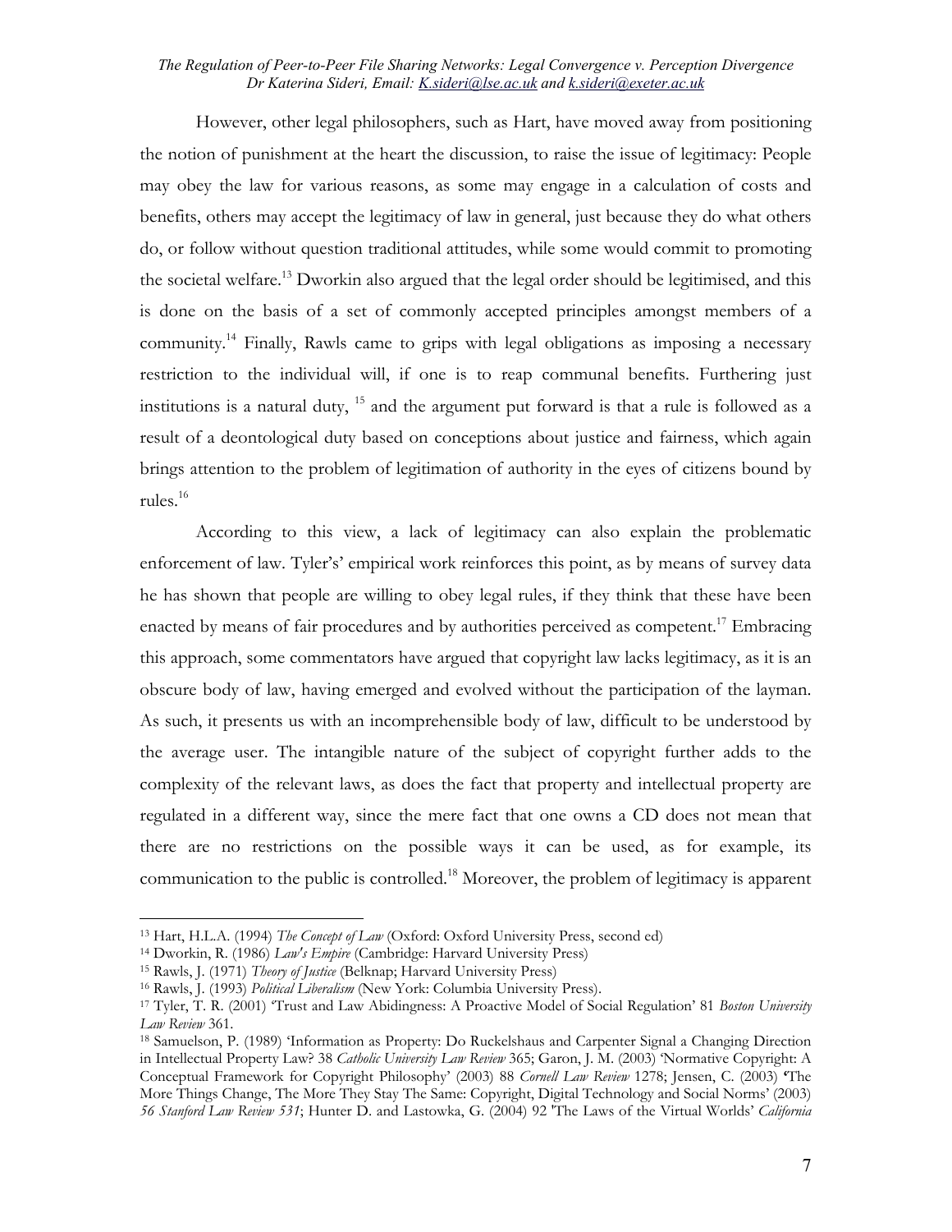However, other legal philosophers, such as Hart, have moved away from positioning the notion of punishment at the heart the discussion, to raise the issue of legitimacy: People may obey the law for various reasons, as some may engage in a calculation of costs and benefits, others may accept the legitimacy of law in general, just because they do what others do, or follow without question traditional attitudes, while some would commit to promoting the societal welfare.[13] Dworkin also argued that the legal order should be legitimised, and this is done on the basis of a set of commonly accepted principles amongst members of a community.[14] Finally, Rawls came to grips with legal obligations as imposing a necessary restriction to the individual will, if one is to reap communal benefits. Furthering just institutions is a natural duty, [15] and the argument put forward is that a rule is followed as a result of a deontological duty based on conceptions about justice and fairness, which again brings attention to the problem of legitimation of authority in the eyes of citizens bound by rules.[16]

According to this view, a lack of legitimacy can also explain the problematic enforcement of law. Tyler's' empirical work reinforces this point, as by means of survey data he has shown that people are willing to obey legal rules, if they think that these have been enacted by means of fair procedures and by authorities perceived as competent.[17] Embracing this approach, some commentators have argued that copyright law lacks legitimacy, as it is an obscure body of law, having emerged and evolved without the participation of the layman. As such, it presents us with an incomprehensible body of law, difficult to be understood by the average user. The intangible nature of the subject of copyright further adds to the complexity of the relevant laws, as does the fact that property and intellectual property are regulated in a different way, since the mere fact that one owns a CD does not mean that there are no restrictions on the possible ways it can be used, as for example, its communication to the public is controlled.[18] Moreover, the problem of legitimacy is apparent

---

[13] Hart, H.L.A. (1994) *The Concept of Law* (Oxford: Oxford University Press, second ed)

[14] Dworkin, R. (1986) *Law's Empire* (Cambridge: Harvard University Press)

[15] Rawls, J. (1971) *Theory of Justice* (Belknap; Harvard University Press)

[16] Rawls, J. (1993) *Political Liberalism* (New York: Columbia University Press).

[17] Tyler, T. R. (2001) 'Trust and Law Abidingness: A Proactive Model of Social Regulation' 81 *Boston University Law Review* 361.

[18] Samuelson, P. (1989) 'Information as Property: Do Ruckelshaus and Carpenter Signal a Changing Direction in Intellectual Property Law? 38 *Catholic University Law Review* 365; Garon, J. M. (2003) 'Normative Copyright: A Conceptual Framework for Copyright Philosophy' (2003) 88 *Cornell Law Review* 1278; Jensen, C. (2003) 'The More Things Change, The More They Stay The Same: Copyright, Digital Technology and Social Norms' (2003) *56 Stanford Law Review 531*; Hunter D. and Lastowka, G. (2004) 92 'The Laws of the Virtual Worlds' *California*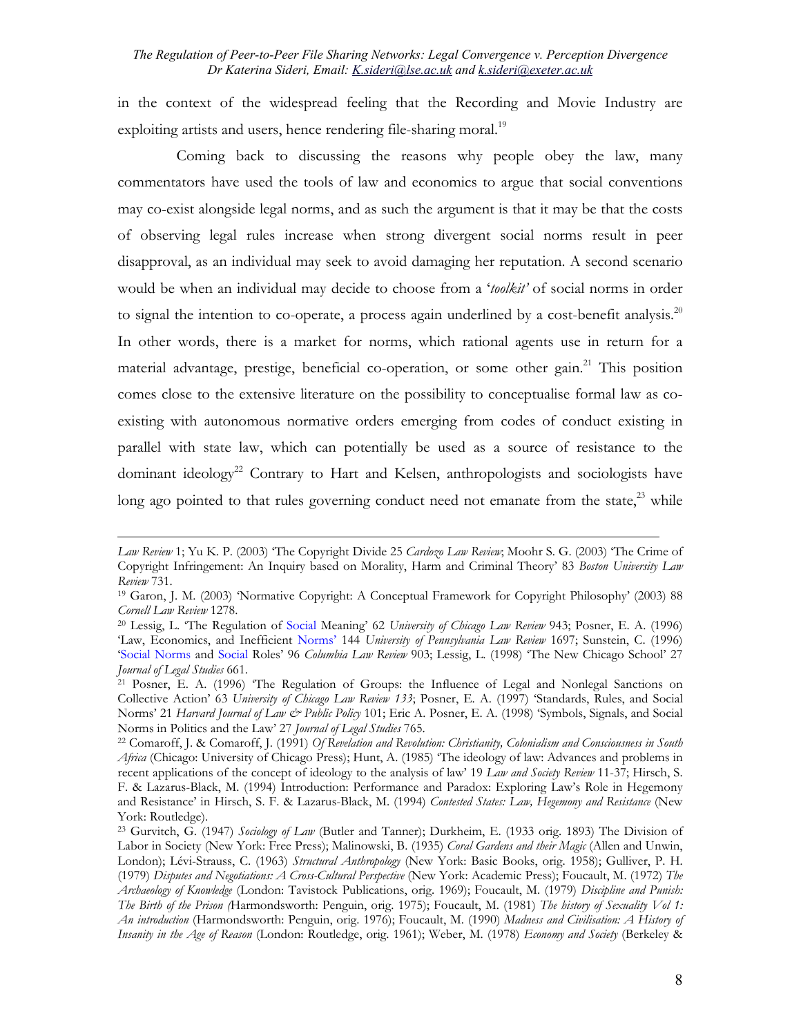in the context of the widespread feeling that the Recording and Movie Industry are exploiting artists and users, hence rendering file-sharing moral.[19]

Coming back to discussing the reasons why people obey the law, many commentators have used the tools of law and economics to argue that social conventions may co-exist alongside legal norms, and as such the argument is that it may be that the costs of observing legal rules increase when strong divergent social norms result in peer disapproval, as an individual may seek to avoid damaging her reputation. A second scenario would be when an individual may decide to choose from a '*toolkit'* of social norms in order to signal the intention to co-operate, a process again underlined by a cost-benefit analysis.[20] In other words, there is a market for norms, which rational agents use in return for a material advantage, prestige, beneficial co-operation, or some other gain.[21] This position comes close to the extensive literature on the possibility to conceptualise formal law as co-existing with autonomous normative orders emerging from codes of conduct existing in parallel with state law, which can potentially be used as a source of resistance to the dominant ideology[22] Contrary to Hart and Kelsen, anthropologists and sociologists have long ago pointed to that rules governing conduct need not emanate from the state,[23] while

---

*Law Review* 1; Yu K. P. (2003) 'The Copyright Divide 25 *Cardozo Law Review*; Moohr S. G. (2003) 'The Crime of Copyright Infringement: An Inquiry based on Morality, Harm and Criminal Theory' 83 *Boston University Law Review* 731.

[19] Garon, J. M. (2003) 'Normative Copyright: A Conceptual Framework for Copyright Philosophy' (2003) 88 *Cornell Law Review* 1278.

[20] Lessig, L. 'The Regulation of Social Meaning' 62 *University of Chicago Law Review* 943; Posner, E. A. (1996) 'Law, Economics, and Inefficient Norms' 144 *University of Pennsylvania Law Review* 1697; Sunstein, C. (1996) 'Social Norms and Social Roles' 96 *Columbia Law Review* 903; Lessig, L. (1998) 'The New Chicago School' 27 *Journal of Legal Studies* 661.

[21] Posner, E. A. (1996) 'The Regulation of Groups: the Influence of Legal and Nonlegal Sanctions on Collective Action' 63 *University of Chicago Law Review 133*; Posner, E. A. (1997) 'Standards, Rules, and Social Norms' 21 *Harvard Journal of Law & Public Policy* 101; Eric A. Posner, E. A. (1998) 'Symbols, Signals, and Social Norms in Politics and the Law' 27 *Journal of Legal Studies* 765.

[22] Comaroff, J. & Comaroff, J. (1991) *Of Revelation and Revolution: Christianity, Colonialism and Consciousness in South Africa* (Chicago: University of Chicago Press); Hunt, A. (1985) 'The ideology of law: Advances and problems in recent applications of the concept of ideology to the analysis of law' 19 *Law and Society Review* 11-37; Hirsch, S. F. & Lazarus-Black, M. (1994) Introduction: Performance and Paradox: Exploring Law's Role in Hegemony and Resistance' in Hirsch, S. F. & Lazarus-Black, M. (1994) *Contested States: Law, Hegemony and Resistance* (New York: Routledge).

[23] Gurvitch, G. (1947) *Sociology of Law* (Butler and Tanner); Durkheim, E. (1933 orig. 1893) The Division of Labor in Society (New York: Free Press); Malinowski, B. (1935) *Coral Gardens and their Magic* (Allen and Unwin, London); Lévi-Strauss, C. (1963) *Structural Anthropology* (New York: Basic Books, orig. 1958); Gulliver, P. H. (1979) *Disputes and Negotiations: A Cross-Cultural Perspective* (New York: Academic Press); Foucault, M. (1972) *The Archaeology of Knowledge* (London: Tavistock Publications, orig. 1969); Foucault, M. (1979) *Discipline and Punish: The Birth of the Prison (*Harmondsworth: Penguin, orig. 1975); Foucault, M. (1981) *The history of Sexuality Vol 1: An introduction* (Harmondsworth: Penguin, orig. 1976); Foucault, M. (1990) *Madness and Civilisation: A History of Insanity in the Age of Reason* (London: Routledge, orig. 1961); Weber, M. (1978) *Economy and Society* (Berkeley &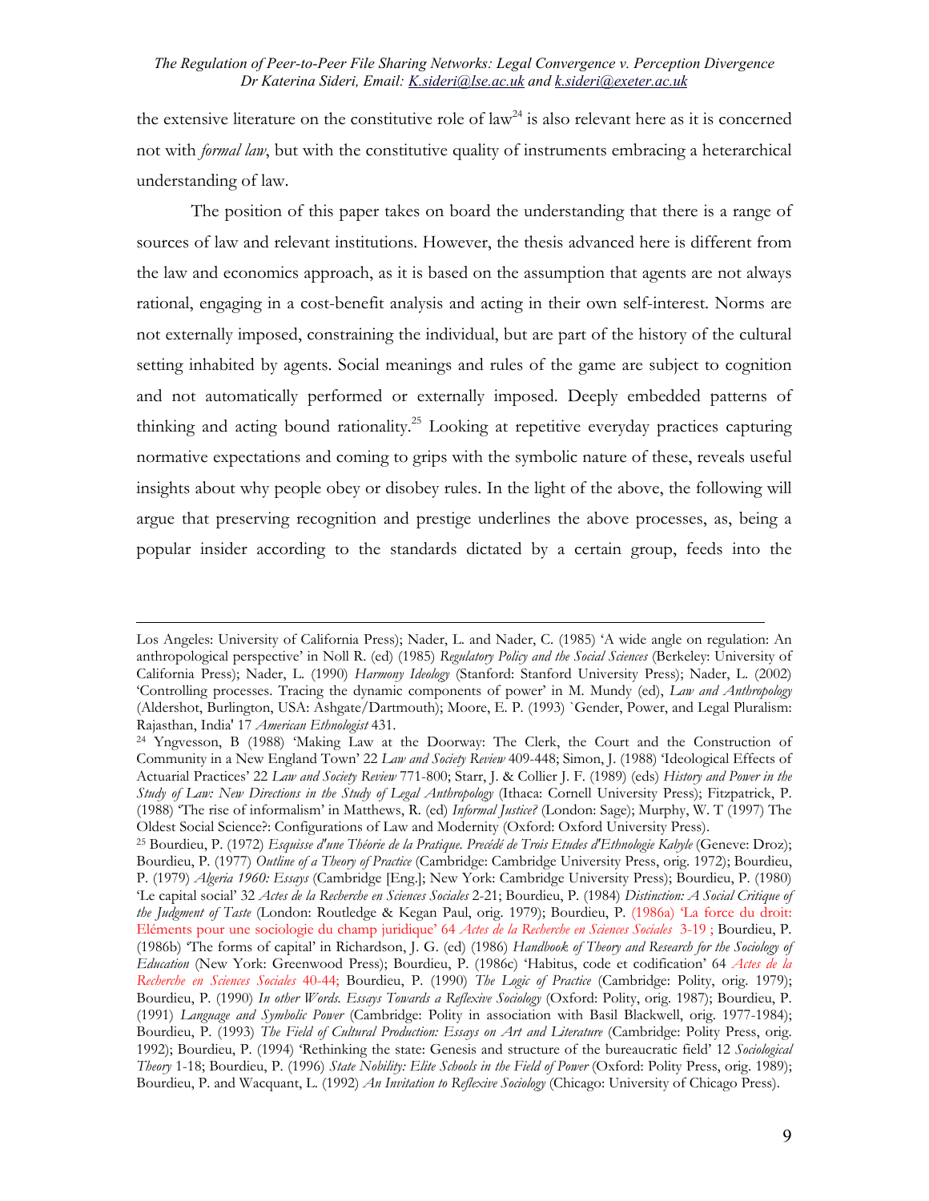the extensive literature on the constitutive role of law[24] is also relevant here as it is concerned not with *formal law*, but with the constitutive quality of instruments embracing a heterarchical understanding of law.

The position of this paper takes on board the understanding that there is a range of sources of law and relevant institutions. However, the thesis advanced here is different from the law and economics approach, as it is based on the assumption that agents are not always rational, engaging in a cost-benefit analysis and acting in their own self-interest. Norms are not externally imposed, constraining the individual, but are part of the history of the cultural setting inhabited by agents. Social meanings and rules of the game are subject to cognition and not automatically performed or externally imposed. Deeply embedded patterns of thinking and acting bound rationality.[25] Looking at repetitive everyday practices capturing normative expectations and coming to grips with the symbolic nature of these, reveals useful insights about why people obey or disobey rules. In the light of the above, the following will argue that preserving recognition and prestige underlines the above processes, as, being a popular insider according to the standards dictated by a certain group, feeds into the

---

Los Angeles: University of California Press); Nader, L. and Nader, C. (1985) 'A wide angle on regulation: An anthropological perspective' in Noll R. (ed) (1985) *Regulatory Policy and the Social Sciences* (Berkeley: University of California Press); Nader, L. (1990) *Harmony Ideology* (Stanford: Stanford University Press); Nader, L. (2002) 'Controlling processes. Tracing the dynamic components of power' in M. Mundy (ed), *Law and Anthropology* (Aldershot, Burlington, USA: Ashgate/Dartmouth); Moore, E. P. (1993) `Gender, Power, and Legal Pluralism: Rajasthan, India' 17 *American Ethnologist* 431.

[24] Yngvesson, B (1988) 'Making Law at the Doorway: The Clerk, the Court and the Construction of Community in a New England Town' 22 *Law and Society Review* 409-448; Simon, J. (1988) 'Ideological Effects of Actuarial Practices' 22 *Law and Society Review* 771-800; Starr, J. & Collier J. F. (1989) (eds) *History and Power in the Study of Law: New Directions in the Study of Legal Anthropology* (Ithaca: Cornell University Press); Fitzpatrick, P. (1988) 'The rise of informalism' in Matthews, R. (ed) *Informal Justice?* (London: Sage); Murphy, W. T (1997) The Oldest Social Science?: Configurations of Law and Modernity (Oxford: Oxford University Press).

[25] Bourdieu, P. (1972) *Esquisse d'une Théorie de la Pratique. Precédé de Trois Etudes d'Ethnologie Kabyle* (Geneve: Droz); Bourdieu, P. (1977) *Outline of a Theory of Practice* (Cambridge: Cambridge University Press, orig. 1972); Bourdieu, P. (1979) *Algeria 1960: Essays* (Cambridge [Eng.]; New York: Cambridge University Press); Bourdieu, P. (1980) 'Le capital social' 32 *Actes de la Recherche en Sciences Sociales* 2-21; Bourdieu, P. (1984) *Distinction: A Social Critique of the Judgment of Taste* (London: Routledge & Kegan Paul, orig. 1979); Bourdieu, P. (1986a) 'La force du droit: Eléments pour une sociologie du champ juridique' 64 *Actes de la Recherche en Sciences Sociales* 3-19 ; Bourdieu, P. (1986b) 'The forms of capital' in Richardson, J. G. (ed) (1986) *Handbook of Theory and Research for the Sociology of Education* (New York: Greenwood Press); Bourdieu, P. (1986c) 'Habitus, code et codification' 64 *Actes de la Recherche en Sciences Sociales* 40-44; Bourdieu, P. (1990) *The Logic of Practice* (Cambridge: Polity, orig. 1979); Bourdieu, P. (1990) *In other Words. Essays Towards a Reflexive Sociology* (Oxford: Polity, orig. 1987); Bourdieu, P. (1991) *Language and Symbolic Power* (Cambridge: Polity in association with Basil Blackwell, orig. 1977-1984); Bourdieu, P. (1993) *The Field of Cultural Production: Essays on Art and Literature* (Cambridge: Polity Press, orig. 1992); Bourdieu, P. (1994) 'Rethinking the state: Genesis and structure of the bureaucratic field' 12 *Sociological Theory* 1-18; Bourdieu, P. (1996) *State Nobility: Elite Schools in the Field of Power* (Oxford: Polity Press, orig. 1989); Bourdieu, P. and Wacquant, L. (1992) *An Invitation to Reflexive Sociology* (Chicago: University of Chicago Press).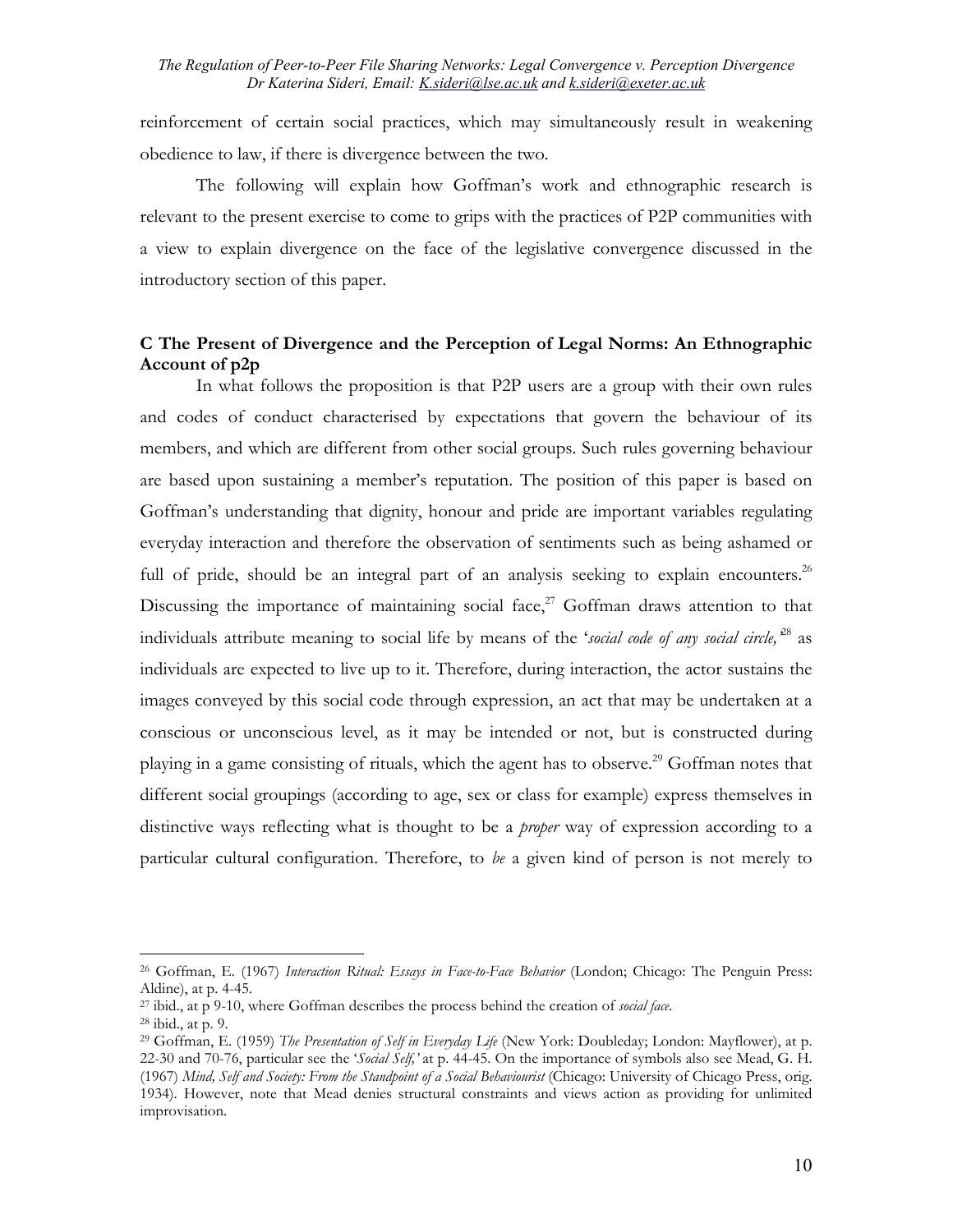reinforcement of certain social practices, which may simultaneously result in weakening obedience to law, if there is divergence between the two.

The following will explain how Goffman's work and ethnographic research is relevant to the present exercise to come to grips with the practices of P2P communities with a view to explain divergence on the face of the legislative convergence discussed in the introductory section of this paper.

## C The Present of Divergence and the Perception of Legal Norms: An Ethnographic Account of p2p

In what follows the proposition is that P2P users are a group with their own rules and codes of conduct characterised by expectations that govern the behaviour of its members, and which are different from other social groups. Such rules governing behaviour are based upon sustaining a member's reputation. The position of this paper is based on Goffman's understanding that dignity, honour and pride are important variables regulating everyday interaction and therefore the observation of sentiments such as being ashamed or full of pride, should be an integral part of an analysis seeking to explain encounters.[26] Discussing the importance of maintaining social face,[27] Goffman draws attention to that individuals attribute meaning to social life by means of the '*social code of any social circle,*'[28] as individuals are expected to live up to it. Therefore, during interaction, the actor sustains the images conveyed by this social code through expression, an act that may be undertaken at a conscious or unconscious level, as it may be intended or not, but is constructed during playing in a game consisting of rituals, which the agent has to observe.[29] Goffman notes that different social groupings (according to age, sex or class for example) express themselves in distinctive ways reflecting what is thought to be a *proper* way of expression according to a particular cultural configuration. Therefore, to *be* a given kind of person is not merely to

---

[26] Goffman, E. (1967) *Interaction Ritual: Essays in Face-to-Face Behavior* (London; Chicago: The Penguin Press: Aldine), at p. 4-45.

[27] ibid., at p 9-10, where Goffman describes the process behind the creation of *social face*.

[28] ibid., at p. 9.

[29] Goffman, E. (1959) *The Presentation of Self in Everyday Life* (New York: Doubleday; London: Mayflower), at p. 22-30 and 70-76, particular see the '*Social Self,*' at p. 44-45. On the importance of symbols also see Mead, G. H. (1967) *Mind, Self and Society: From the Standpoint of a Social Behaviourist* (Chicago: University of Chicago Press, orig. 1934). However, note that Mead denies structural constraints and views action as providing for unlimited improvisation.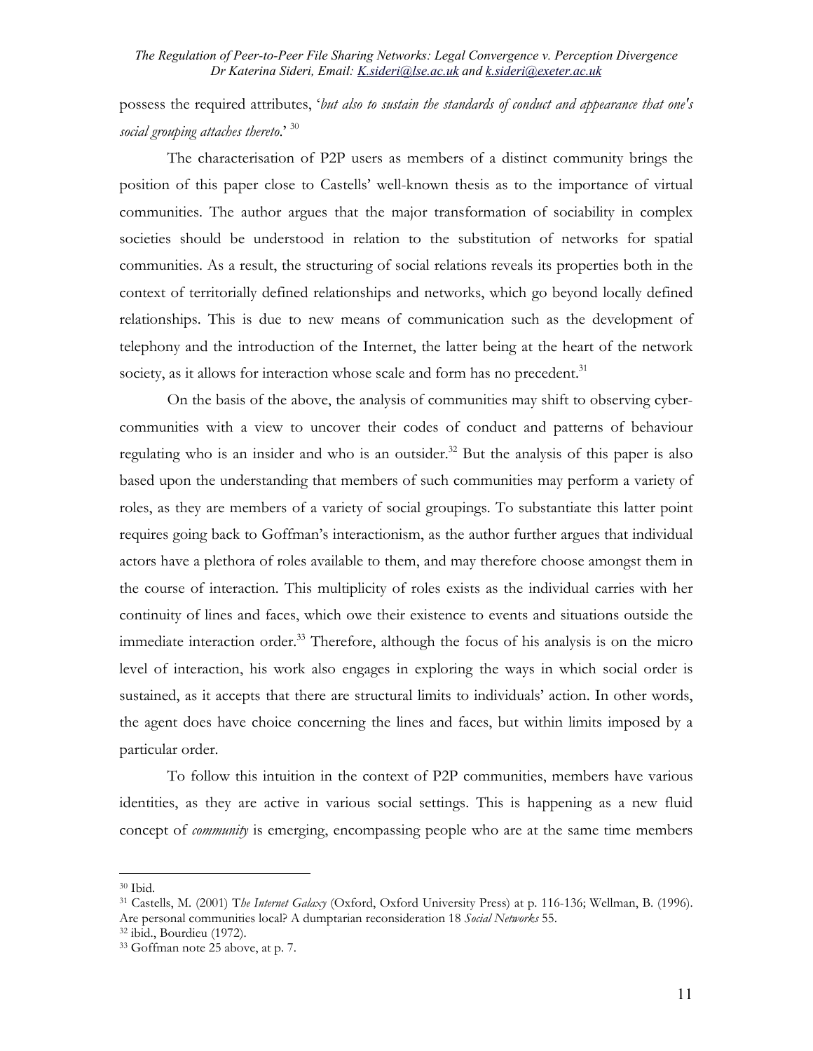possess the required attributes, '*but also to sustain the standards of conduct and appearance that one's social grouping attaches thereto*.'[30]

The characterisation of P2P users as members of a distinct community brings the position of this paper close to Castells' well-known thesis as to the importance of virtual communities. The author argues that the major transformation of sociability in complex societies should be understood in relation to the substitution of networks for spatial communities. As a result, the structuring of social relations reveals its properties both in the context of territorially defined relationships and networks, which go beyond locally defined relationships. This is due to new means of communication such as the development of telephony and the introduction of the Internet, the latter being at the heart of the network society, as it allows for interaction whose scale and form has no precedent.[31]

On the basis of the above, the analysis of communities may shift to observing cyber-communities with a view to uncover their codes of conduct and patterns of behaviour regulating who is an insider and who is an outsider.[32] But the analysis of this paper is also based upon the understanding that members of such communities may perform a variety of roles, as they are members of a variety of social groupings. To substantiate this latter point requires going back to Goffman's interactionism, as the author further argues that individual actors have a plethora of roles available to them, and may therefore choose amongst them in the course of interaction. This multiplicity of roles exists as the individual carries with her continuity of lines and faces, which owe their existence to events and situations outside the immediate interaction order.[33] Therefore, although the focus of his analysis is on the micro level of interaction, his work also engages in exploring the ways in which social order is sustained, as it accepts that there are structural limits to individuals' action. In other words, the agent does have choice concerning the lines and faces, but within limits imposed by a particular order.

To follow this intuition in the context of P2P communities, members have various identities, as they are active in various social settings. This is happening as a new fluid concept of *community* is emerging, encompassing people who are at the same time members

---

[30] Ibid.

[31] Castells, M. (2001) T*he Internet Galaxy* (Oxford, Oxford University Press) at p. 116-136; Wellman, B. (1996). Are personal communities local? A dumptarian reconsideration 18 *Social Networks* 55.

[32] ibid., Bourdieu (1972).

[33] Goffman note 25 above, at p. 7.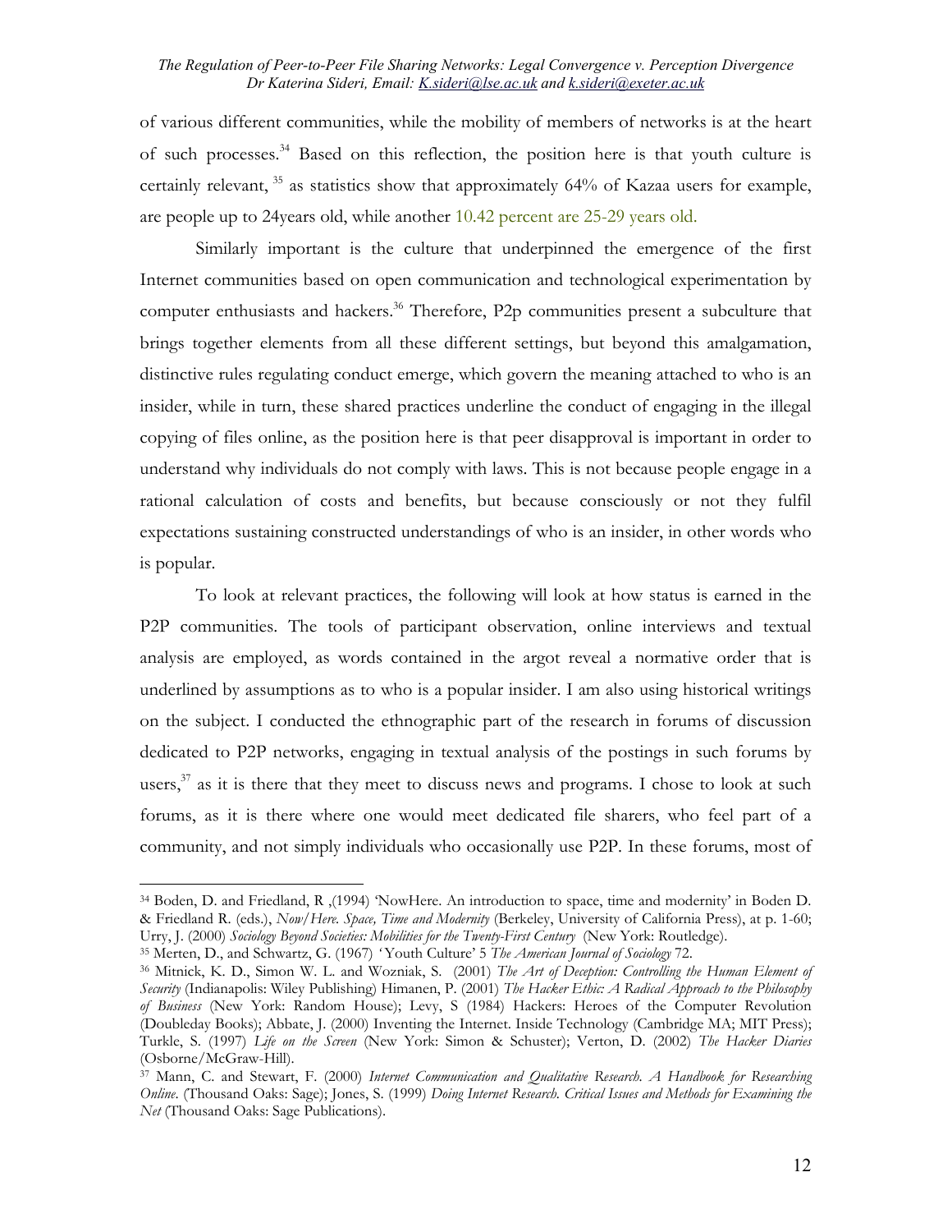of various different communities, while the mobility of members of networks is at the heart of such processes.[34] Based on this reflection, the position here is that youth culture is certainly relevant, [35] as statistics show that approximately 64% of Kazaa users for example, are people up to 24years old, while another 10.42 percent are 25-29 years old.

Similarly important is the culture that underpinned the emergence of the first Internet communities based on open communication and technological experimentation by computer enthusiasts and hackers.[36] Therefore, P2p communities present a subculture that brings together elements from all these different settings, but beyond this amalgamation, distinctive rules regulating conduct emerge, which govern the meaning attached to who is an insider, while in turn, these shared practices underline the conduct of engaging in the illegal copying of files online, as the position here is that peer disapproval is important in order to understand why individuals do not comply with laws. This is not because people engage in a rational calculation of costs and benefits, but because consciously or not they fulfil expectations sustaining constructed understandings of who is an insider, in other words who is popular.

To look at relevant practices, the following will look at how status is earned in the P2P communities. The tools of participant observation, online interviews and textual analysis are employed, as words contained in the argot reveal a normative order that is underlined by assumptions as to who is a popular insider. I am also using historical writings on the subject. I conducted the ethnographic part of the research in forums of discussion dedicated to P2P networks, engaging in textual analysis of the postings in such forums by users,[37] as it is there that they meet to discuss news and programs. I chose to look at such forums, as it is there where one would meet dedicated file sharers, who feel part of a community, and not simply individuals who occasionally use P2P. In these forums, most of

---

[34] Boden, D. and Friedland, R ,(1994) 'NowHere. An introduction to space, time and modernity' in Boden D. & Friedland R. (eds.), *Now/Here. Space, Time and Modernity* (Berkeley, University of California Press), at p. 1-60; Urry, J. (2000) *Sociology Beyond Societies: Mobilities for the Twenty-First Century* (New York: Routledge).

[35] Merten, D., and Schwartz, G. (1967) 'Youth Culture' 5 *The American Journal of Sociology* 72.

[36] Mitnick, K. D., Simon W. L. and Wozniak, S. (2001) *The Art of Deception: Controlling the Human Element of Security* (Indianapolis: Wiley Publishing) Himanen, P. (2001) *The Hacker Ethic: A Radical Approach to the Philosophy of Business* (New York: Random House); Levy, S (1984) Hackers: Heroes of the Computer Revolution (Doubleday Books); Abbate, J. (2000) Inventing the Internet. Inside Technology (Cambridge MA; MIT Press); Turkle, S. (1997) *Life on the Screen* (New York: Simon & Schuster); Verton, D. (2002) *The Hacker Diaries* (Osborne/McGraw-Hill).

[37] Mann, C. and Stewart, F. (2000) *Internet Communication and Qualitative Research. A Handbook for Researching Online*. (Thousand Oaks: Sage); Jones, S. (1999) *Doing Internet Research. Critical Issues and Methods for Examining the Net* (Thousand Oaks: Sage Publications).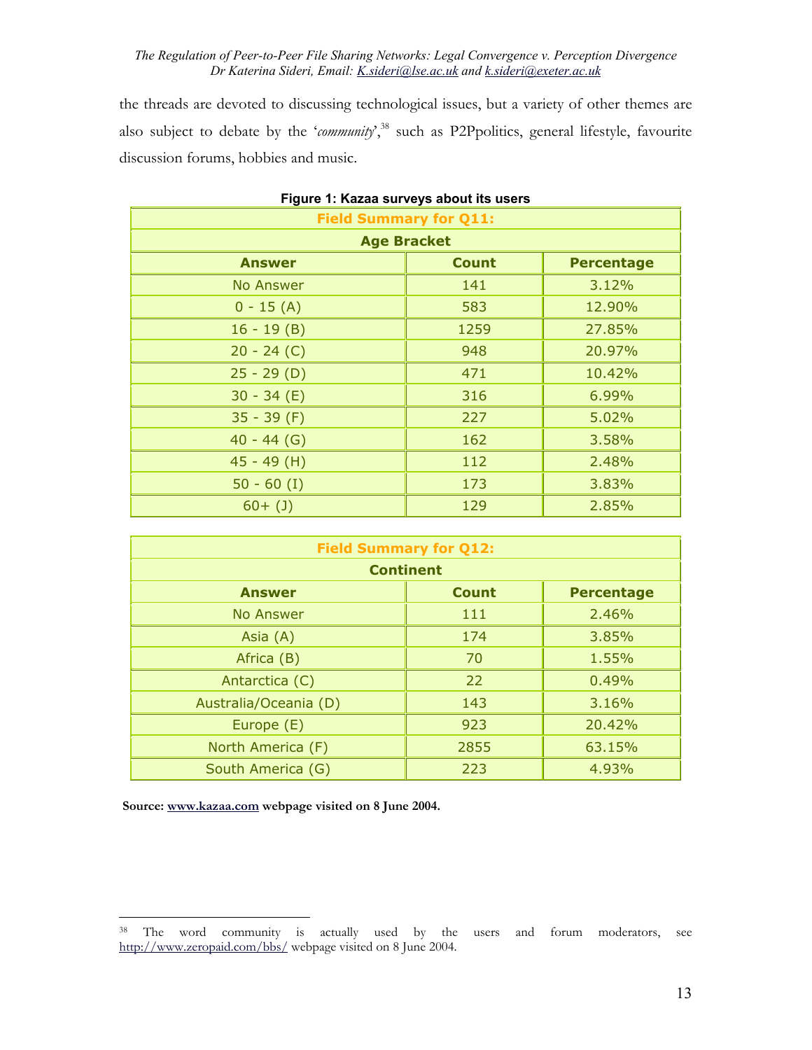the threads are devoted to discussing technological issues, but a variety of other themes are also subject to debate by the '*community*',[38] such as P2Ppolitics, general lifestyle, favourite discussion forums, hobbies and music.

**Figure 1: Kazaa surveys about its users**

| Field Summary for Q11: | | |
|---|---|---|
| **Age Bracket** | | |
| **Answer** | **Count** | **Percentage** |
| No Answer | 141 | 3.12% |
| 0 - 15 (A) | 583 | 12.90% |
| 16 - 19 (B) | 1259 | 27.85% |
| 20 - 24 (C) | 948 | 20.97% |
| 25 - 29 (D) | 471 | 10.42% |
| 30 - 34 (E) | 316 | 6.99% |
| 35 - 39 (F) | 227 | 5.02% |
| 40 - 44 (G) | 162 | 3.58% |
| 45 - 49 (H) | 112 | 2.48% |
| 50 - 60 (I) | 173 | 3.83% |
| 60+ (J) | 129 | 2.85% |

| Field Summary for Q12: | | |
|---|---|---|
| **Continent** | | |
| **Answer** | **Count** | **Percentage** |
| No Answer | 111 | 2.46% |
| Asia (A) | 174 | 3.85% |
| Africa (B) | 70 | 1.55% |
| Antarctica (C) | 22 | 0.49% |
| Australia/Oceania (D) | 143 | 3.16% |
| Europe (E) | 923 | 20.42% |
| North America (F) | 2855 | 63.15% |
| South America (G) | 223 | 4.93% |

**Source: www.kazaa.com webpage visited on 8 June 2004.**

---

[38] The word community is actually used by the users and forum moderators, see http://www.zeropaid.com/bbs/ webpage visited on 8 June 2004.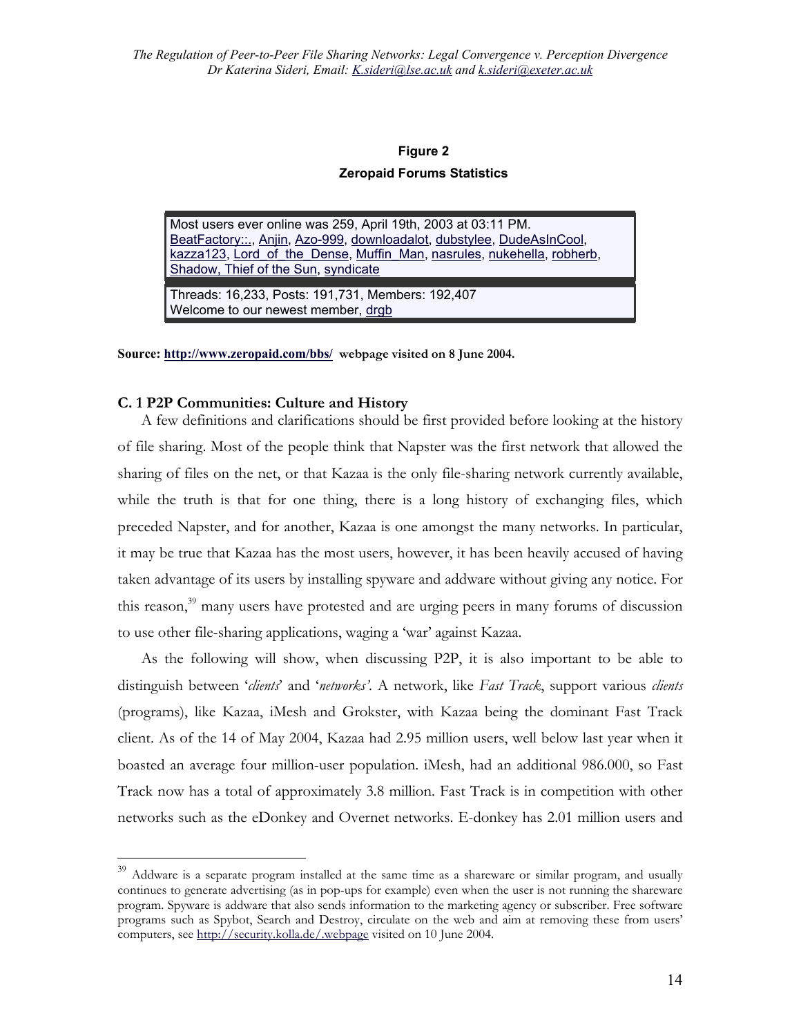**Figure 2**

**Zeropaid Forums Statistics**

Most users ever online was 259, April 19th, 2003 at 03:11 PM.
BeatFactory::., Anjin, Azo-999, downloadalot, dubstylee, DudeAsInCool, kazza123, Lord_of_the_Dense, Muffin_Man, nasrules, nukehella, robherb, Shadow, Thief of the Sun, syndicate

Threads: 16,233, Posts: 191,731, Members: 192,407
Welcome to our newest member, drgb

**Source: http://www.zeropaid.com/bbs/ webpage visited on 8 June 2004.**

### C. 1 P2P Communities: Culture and History

A few definitions and clarifications should be first provided before looking at the history of file sharing. Most of the people think that Napster was the first network that allowed the sharing of files on the net, or that Kazaa is the only file-sharing network currently available, while the truth is that for one thing, there is a long history of exchanging files, which preceded Napster, and for another, Kazaa is one amongst the many networks. In particular, it may be true that Kazaa has the most users, however, it has been heavily accused of having taken advantage of its users by installing spyware and addware without giving any notice. For this reason,[39] many users have protested and are urging peers in many forums of discussion to use other file-sharing applications, waging a 'war' against Kazaa.

As the following will show, when discussing P2P, it is also important to be able to distinguish between '*clients*' and '*networks*'. A network, like *Fast Track*, support various *clients* (programs), like Kazaa, iMesh and Grokster, with Kazaa being the dominant Fast Track client. As of the 14 of May 2004, Kazaa had 2.95 million users, well below last year when it boasted an average four million-user population. iMesh, had an additional 986.000, so Fast Track now has a total of approximately 3.8 million. Fast Track is in competition with other networks such as the eDonkey and Overnet networks. E-donkey has 2.01 million users and

---

[39] Addware is a separate program installed at the same time as a shareware or similar program, and usually continues to generate advertising (as in pop-ups for example) even when the user is not running the shareware program. Spyware is addware that also sends information to the marketing agency or subscriber. Free software programs such as Spybot, Search and Destroy, circulate on the web and aim at removing these from users' computers, see http://security.kolla.de/.webpage visited on 10 June 2004.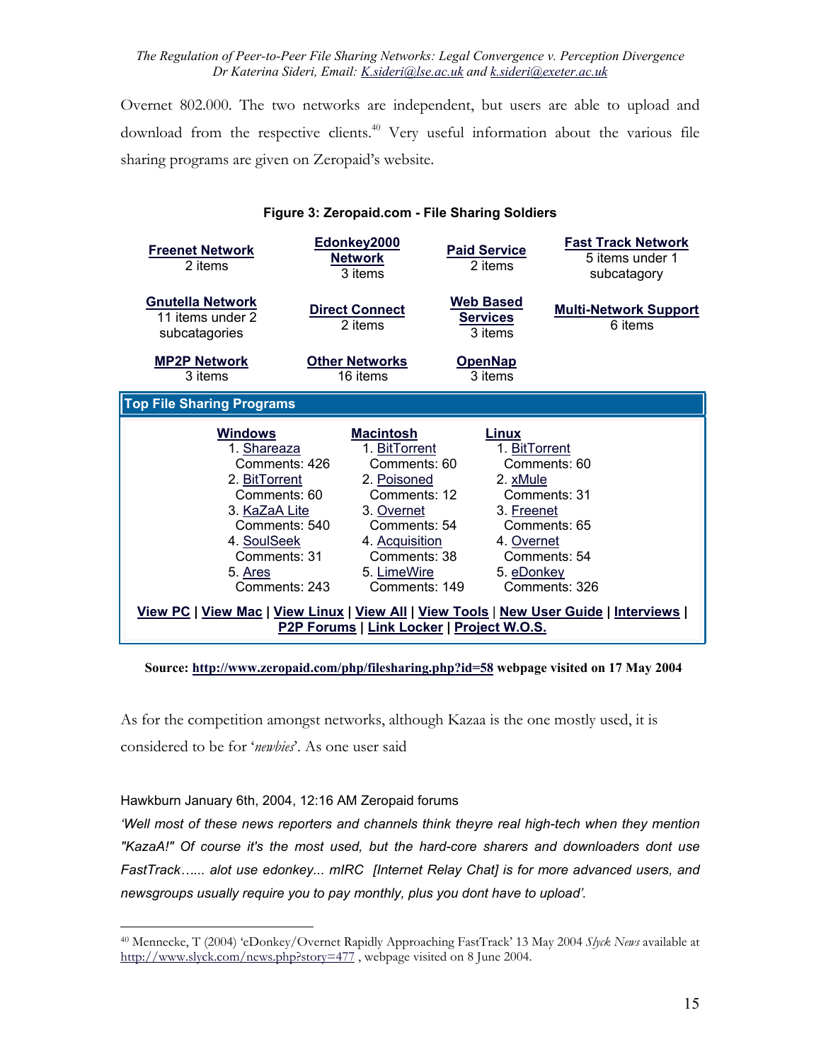Overnet 802.000. The two networks are independent, but users are able to upload and download from the respective clients.[40] Very useful information about the various file sharing programs are given on Zeropaid's website.

**Figure 3: Zeropaid.com - File Sharing Soldiers**

| | | | |
|---|---|---|---|
| **Freenet Network** 2 items | **Edonkey2000 Network** 3 items | **Paid Service** 2 items | **Fast Track Network** 5 items under 1 subcatagory |
| **Gnutella Network** 11 items under 2 subcatagories | **Direct Connect** 2 items | **Web Based Services** 3 items | **Multi-Network Support** 6 items |
| **MP2P Network** 3 items | **Other Networks** 16 items | **OpenNap** 3 items | |

**Top File Sharing Programs**

| Windows | Macintosh | Linux |
|---|---|---|
| 1. Shareaza Comments: 426 | 1. BitTorrent Comments: 60 | 1. BitTorrent Comments: 60 |
| 2. BitTorrent Comments: 60 | 2. Poisoned Comments: 12 | 2. xMule Comments: 31 |
| 3. KaZaA Lite Comments: 540 | 3. Overnet Comments: 54 | 3. Freenet Comments: 65 |
| 4. SoulSeek Comments: 31 | 4. Acquisition Comments: 38 | 4. Overnet Comments: 54 |
| 5. Ares Comments: 243 | 5. LimeWire Comments: 149 | 5. eDonkey Comments: 326 |

**View PC | View Mac | View Linux | View All | View Tools | New User Guide | Interviews | P2P Forums | Link Locker | Project W.O.S.**

**Source: http://www.zeropaid.com/php/filesharing.php?id=58 webpage visited on 17 May 2004**

As for the competition amongst networks, although Kazaa is the one mostly used, it is considered to be for '*newbies*'. As one user said

Hawkburn January 6th, 2004, 12:16 AM Zeropaid forums

*'Well most of these news reporters and channels think theyre real high-tech when they mention "KazaA!" Of course it's the most used, but the hard-core sharers and downloaders dont use FastTrack…... alot use edonkey... mIRC [Internet Relay Chat] is for more advanced users, and newsgroups usually require you to pay monthly, plus you dont have to upload'.*

---

[40] Mennecke, T (2004) 'eDonkey/Overnet Rapidly Approaching FastTrack' 13 May 2004 *Slyck News* available at http://www.slyck.com/news.php?story=477 , webpage visited on 8 June 2004.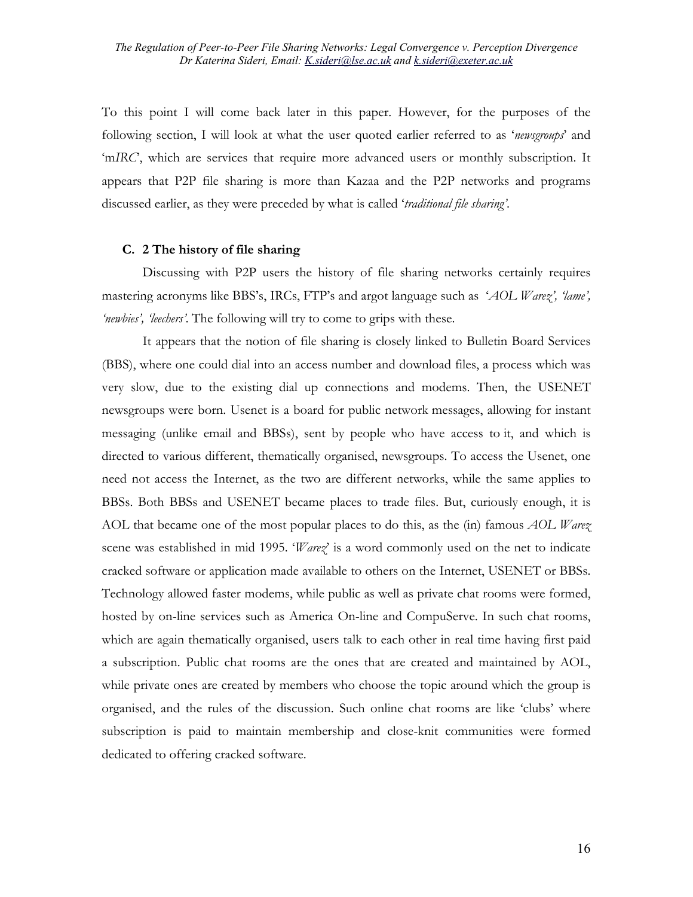To this point I will come back later in this paper. However, for the purposes of the following section, I will look at what the user quoted earlier referred to as '*newsgroups*' and 'm*IRC*', which are services that require more advanced users or monthly subscription. It appears that P2P file sharing is more than Kazaa and the P2P networks and programs discussed earlier, as they were preceded by what is called '*traditional file sharing'*.

### C. 2 The history of file sharing

Discussing with P2P users the history of file sharing networks certainly requires mastering acronyms like BBS's, IRCs, FTP's and argot language such as *'AOL Warez', 'lame', 'newbies', 'leechers'*. The following will try to come to grips with these.

It appears that the notion of file sharing is closely linked to Bulletin Board Services (BBS), where one could dial into an access number and download files, a process which was very slow, due to the existing dial up connections and modems. Then, the USENET newsgroups were born. Usenet is a board for public network messages, allowing for instant messaging (unlike email and BBSs), sent by people who have access to it, and which is directed to various different, thematically organised, newsgroups. To access the Usenet, one need not access the Internet, as the two are different networks, while the same applies to BBSs. Both BBSs and USENET became places to trade files. But, curiously enough, it is AOL that became one of the most popular places to do this, as the (in) famous *AOL Warez* scene was established in mid 1995. '*Warez*' is a word commonly used on the net to indicate cracked software or application made available to others on the Internet, USENET or BBSs. Technology allowed faster modems, while public as well as private chat rooms were formed, hosted by on-line services such as America On-line and CompuServe. In such chat rooms, which are again thematically organised, users talk to each other in real time having first paid a subscription. Public chat rooms are the ones that are created and maintained by AOL, while private ones are created by members who choose the topic around which the group is organised, and the rules of the discussion. Such online chat rooms are like 'clubs' where subscription is paid to maintain membership and close-knit communities were formed dedicated to offering cracked software.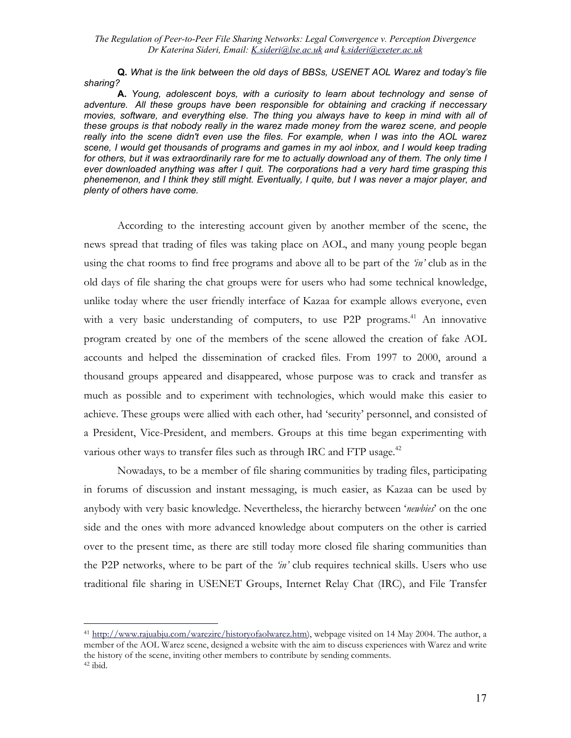**Q.** *What is the link between the old days of BBSs, USENET AOL Warez and today's file sharing?*

**A.** *Young, adolescent boys, with a curiosity to learn about technology and sense of adventure. All these groups have been responsible for obtaining and cracking if neccessary movies, software, and everything else. The thing you always have to keep in mind with all of these groups is that nobody really in the warez made money from the warez scene, and people really into the scene didn't even use the files. For example, when I was into the AOL warez scene, I would get thousands of programs and games in my aol inbox, and I would keep trading for others, but it was extraordinarily rare for me to actually download any of them. The only time I ever downloaded anything was after I quit. The corporations had a very hard time grasping this phenemenon, and I think they still might. Eventually, I quite, but I was never a major player, and plenty of others have come.*

According to the interesting account given by another member of the scene, the news spread that trading of files was taking place on AOL, and many young people began using the chat rooms to find free programs and above all to be part of the *'in'* club as in the old days of file sharing the chat groups were for users who had some technical knowledge, unlike today where the user friendly interface of Kazaa for example allows everyone, even with a very basic understanding of computers, to use P2P programs.[41] An innovative program created by one of the members of the scene allowed the creation of fake AOL accounts and helped the dissemination of cracked files. From 1997 to 2000, around a thousand groups appeared and disappeared, whose purpose was to crack and transfer as much as possible and to experiment with technologies, which would make this easier to achieve. These groups were allied with each other, had 'security' personnel, and consisted of a President, Vice-President, and members. Groups at this time began experimenting with various other ways to transfer files such as through IRC and FTP usage.[42]

Nowadays, to be a member of file sharing communities by trading files, participating in forums of discussion and instant messaging, is much easier, as Kazaa can be used by anybody with very basic knowledge. Nevertheless, the hierarchy between '*newbies*' on the one side and the ones with more advanced knowledge about computers on the other is carried over to the present time, as there are still today more closed file sharing communities than the P2P networks, where to be part of the *'in'* club requires technical skills. Users who use traditional file sharing in USENET Groups, Internet Relay Chat (IRC), and File Transfer

---

[41] http://www.rajuabju.com/warezirc/historyofaolwarez.htm), webpage visited on 14 May 2004. The author, a member of the AOL Warez scene, designed a website with the aim to discuss experiences with Warez and write the history of the scene, inviting other members to contribute by sending comments.

[42] ibid.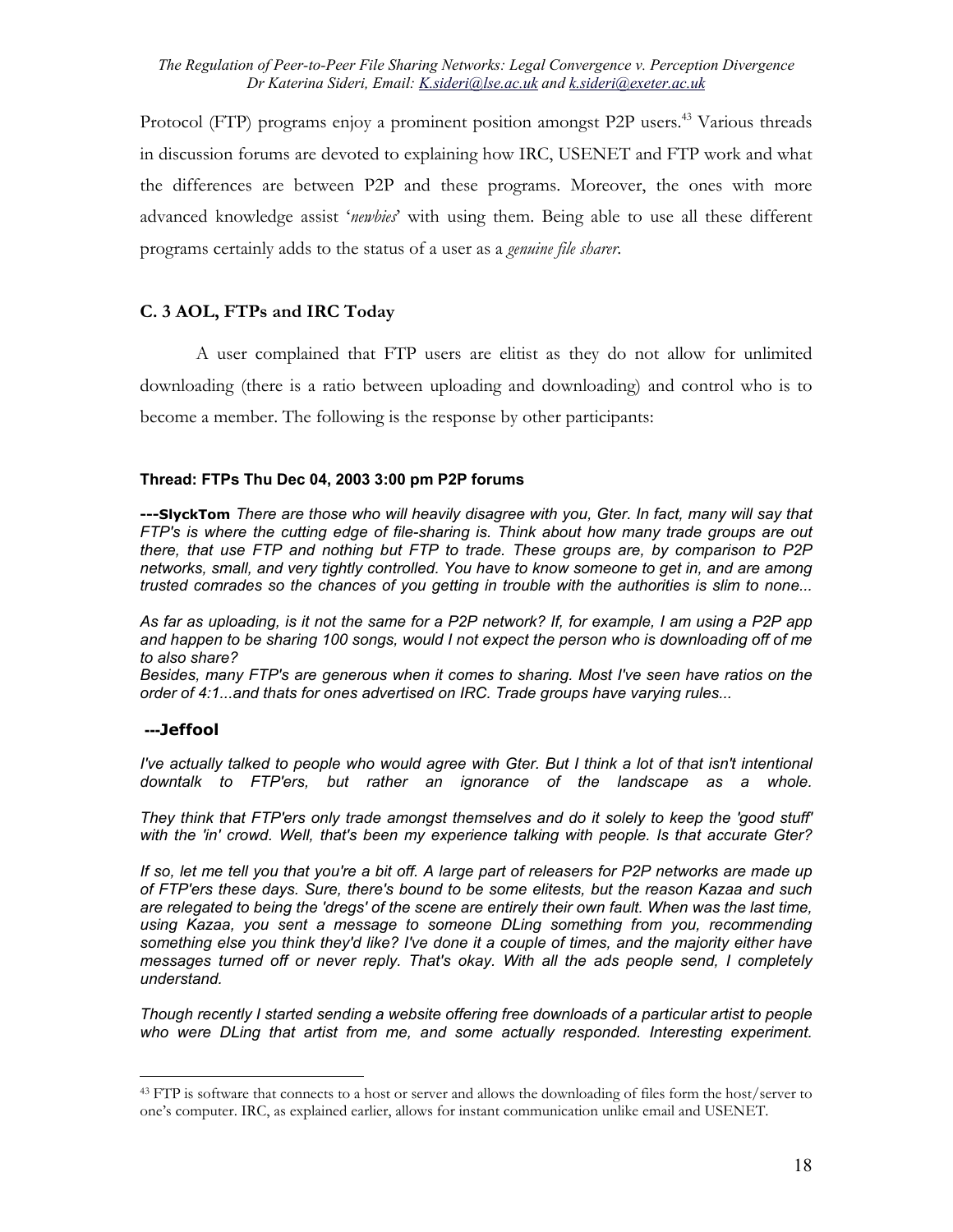Protocol (FTP) programs enjoy a prominent position amongst P2P users.[43] Various threads in discussion forums are devoted to explaining how IRC, USENET and FTP work and what the differences are between P2P and these programs. Moreover, the ones with more advanced knowledge assist '*newbies*' with using them. Being able to use all these different programs certainly adds to the status of a user as a *genuine file sharer*.

### C. 3 AOL, FTPs and IRC Today

A user complained that FTP users are elitist as they do not allow for unlimited downloading (there is a ratio between uploading and downloading) and control who is to become a member. The following is the response by other participants:

**Thread: FTPs Thu Dec 04, 2003 3:00 pm P2P forums**

**---SlyckTom** *There are those who will heavily disagree with you, Gter. In fact, many will say that FTP's is where the cutting edge of file-sharing is. Think about how many trade groups are out there, that use FTP and nothing but FTP to trade. These groups are, by comparison to P2P networks, small, and very tightly controlled. You have to know someone to get in, and are among trusted comrades so the chances of you getting in trouble with the authorities is slim to none...*

*As far as uploading, is it not the same for a P2P network? If, for example, I am using a P2P app and happen to be sharing 100 songs, would I not expect the person who is downloading off of me to also share?*

*Besides, many FTP's are generous when it comes to sharing. Most I've seen have ratios on the order of 4:1...and thats for ones advertised on IRC. Trade groups have varying rules...*

**---Jeffool**

*I've actually talked to people who would agree with Gter. But I think a lot of that isn't intentional downtalk to FTP'ers, but rather an ignorance of the landscape as a whole.*

*They think that FTP'ers only trade amongst themselves and do it solely to keep the 'good stuff' with the 'in' crowd. Well, that's been my experience talking with people. Is that accurate Gter?*

*If so, let me tell you that you're a bit off. A large part of releasers for P2P networks are made up of FTP'ers these days. Sure, there's bound to be some elitests, but the reason Kazaa and such are relegated to being the 'dregs' of the scene are entirely their own fault. When was the last time, using Kazaa, you sent a message to someone DLing something from you, recommending something else you think they'd like? I've done it a couple of times, and the majority either have messages turned off or never reply. That's okay. With all the ads people send, I completely understand.*

*Though recently I started sending a website offering free downloads of a particular artist to people who were DLing that artist from me, and some actually responded. Interesting experiment.*

[43] FTP is software that connects to a host or server and allows the downloading of files form the host/server to one's computer. IRC, as explained earlier, allows for instant communication unlike email and USENET.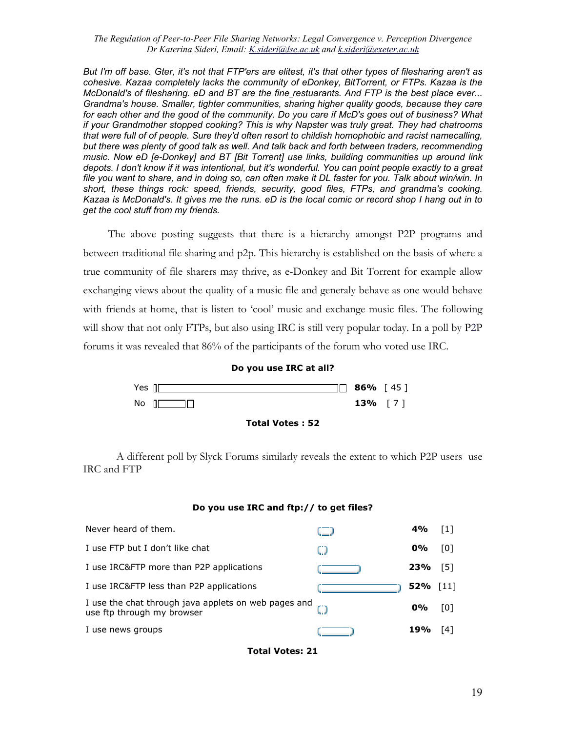*But I'm off base. Gter, it's not that FTP'ers are elitest, it's that other types of filesharing aren't as cohesive. Kazaa completely lacks the community of eDonkey, BitTorrent, or FTPs. Kazaa is the McDonald's of filesharing. eD and BT are the fine restuarants. And FTP is the best place ever... Grandma's house. Smaller, tighter communities, sharing higher quality goods, because they care for each other and the good of the community. Do you care if McD's goes out of business? What if your Grandmother stopped cooking? This is why Napster was truly great. They had chatrooms that were full of of people. Sure they'd often resort to childish homophobic and racist namecalling, but there was plenty of good talk as well. And talk back and forth between traders, recommending music. Now eD [e-Donkey] and BT [Bit Torrent] use links, building communities up around link depots. I don't know if it was intentional, but it's wonderful. You can point people exactly to a great file you want to share, and in doing so, can often make it DL faster for you. Talk about win/win. In short, these things rock: speed, friends, security, good files, FTPs, and grandma's cooking. Kazaa is McDonald's. It gives me the runs. eD is the local comic or record shop I hang out in to get the cool stuff from my friends.*

The above posting suggests that there is a hierarchy amongst P2P programs and between traditional file sharing and p2p. This hierarchy is established on the basis of where a true community of file sharers may thrive, as e-Donkey and Bit Torrent for example allow exchanging views about the quality of a music file and generaly behave as one would behave with friends at home, that is listen to 'cool' music and exchange music files. The following will show that not only FTPs, but also using IRC is still very popular today. In a poll by P2P forums it was revealed that 86% of the participants of the forum who voted use IRC.

**Do you use IRC at all?**

| Answer | % | Votes |
|---|---|---|
| Yes | **86%** | [ 45 ] |
| No | **13%** | [ 7 ] |

**Total Votes : 52**

A different poll by Slyck Forums similarly reveals the extent to which P2P users use IRC and FTP

**Do you use IRC and ftp:// to get files?**

| Answer | % | Votes |
|---|---|---|
| Never heard of them. | **4%** | [1] |
| I use FTP but I don't like chat | **0%** | [0] |
| I use IRC&FTP more than P2P applications | **23%** | [5] |
| I use IRC&FTP less than P2P applications | **52%** | [11] |
| I use the chat through java applets on web pages and use ftp through my browser | **0%** | [0] |
| I use news groups | **19%** | [4] |

**Total Votes: 21**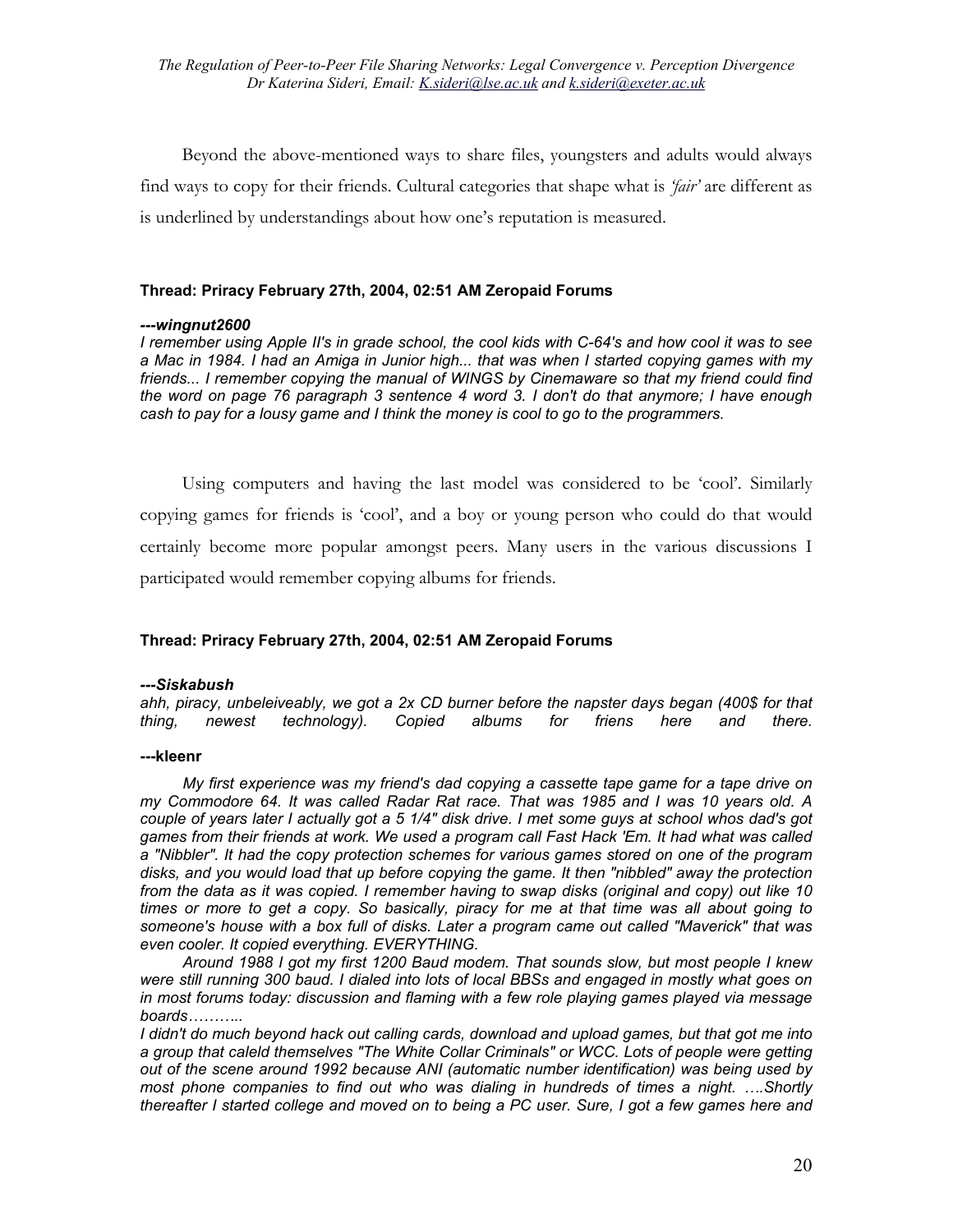Beyond the above-mentioned ways to share files, youngsters and adults would always find ways to copy for their friends. Cultural categories that shape what is *'fair'* are different as is underlined by understandings about how one's reputation is measured.

**Thread: Priracy February 27th, 2004, 02:51 AM Zeropaid Forums**

***---wingnut2600***

*I remember using Apple II's in grade school, the cool kids with C-64's and how cool it was to see a Mac in 1984. I had an Amiga in Junior high... that was when I started copying games with my friends... I remember copying the manual of WINGS by Cinemaware so that my friend could find the word on page 76 paragraph 3 sentence 4 word 3. I don't do that anymore; I have enough cash to pay for a lousy game and I think the money is cool to go to the programmers.*

Using computers and having the last model was considered to be 'cool'. Similarly copying games for friends is 'cool', and a boy or young person who could do that would certainly become more popular amongst peers. Many users in the various discussions I participated would remember copying albums for friends.

**Thread: Priracy February 27th, 2004, 02:51 AM Zeropaid Forums**

***---Siskabush***

*ahh, piracy, unbeleiveably, we got a 2x CD burner before the napster days began (400$ for that thing, newest technology). Copied albums for friens here and there.*

**---kleenr**

*My first experience was my friend's dad copying a cassette tape game for a tape drive on my Commodore 64. It was called Radar Rat race. That was 1985 and I was 10 years old. A couple of years later I actually got a 5 1/4" disk drive. I met some guys at school whos dad's got games from their friends at work. We used a program call Fast Hack 'Em. It had what was called a "Nibbler". It had the copy protection schemes for various games stored on one of the program disks, and you would load that up before copying the game. It then "nibbled" away the protection from the data as it was copied. I remember having to swap disks (original and copy) out like 10 times or more to get a copy. So basically, piracy for me at that time was all about going to someone's house with a box full of disks. Later a program came out called "Maverick" that was even cooler. It copied everything. EVERYTHING.*

*Around 1988 I got my first 1200 Baud modem. That sounds slow, but most people I knew were still running 300 baud. I dialed into lots of local BBSs and engaged in mostly what goes on in most forums today: discussion and flaming with a few role playing games played via message boards………..*

*I didn't do much beyond hack out calling cards, download and upload games, but that got me into a group that caleld themselves "The White Collar Criminals" or WCC. Lots of people were getting out of the scene around 1992 because ANI (automatic number identification) was being used by most phone companies to find out who was dialing in hundreds of times a night. ….Shortly thereafter I started college and moved on to being a PC user. Sure, I got a few games here and*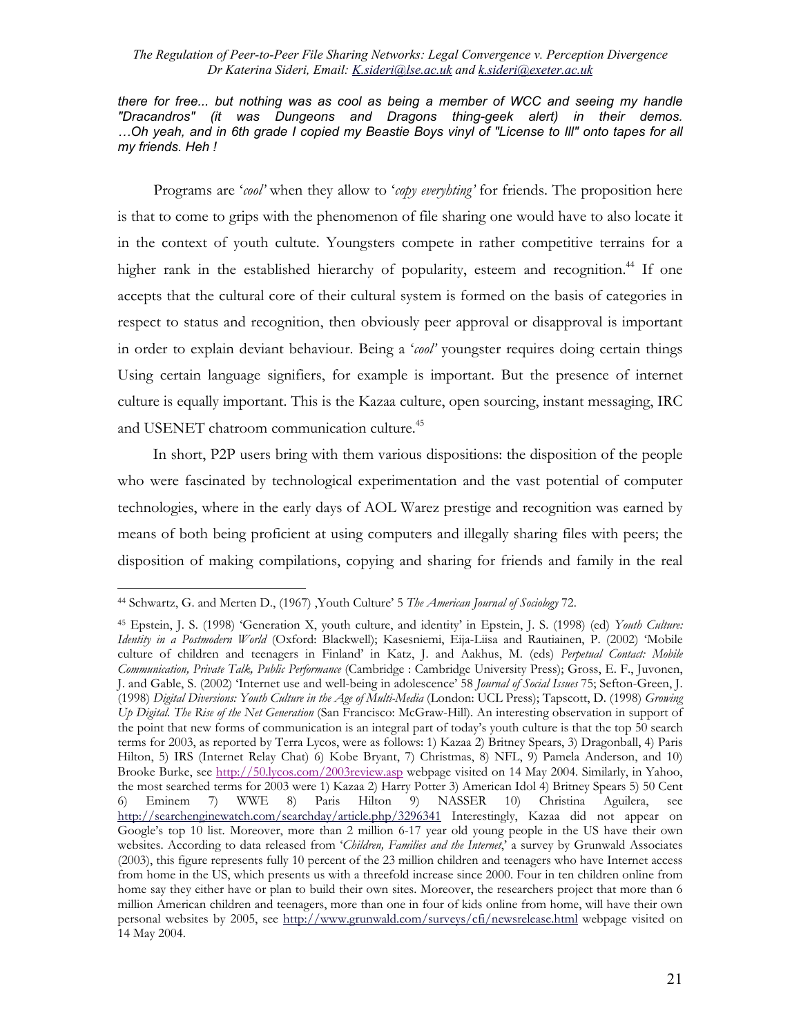***there for free... but nothing was as cool as being a member of WCC and seeing my handle "Dracandros" (it was Dungeons and Dragons thing-geek alert) in their demos. …Oh yeah, and in 6th grade I copied my Beastie Boys vinyl of "License to Ill" onto tapes for all my friends. Heh !***

Programs are '*cool'* when they allow to '*copy everyhting'* for friends. The proposition here is that to come to grips with the phenomenon of file sharing one would have to also locate it in the context of youth cultute. Youngsters compete in rather competitive terrains for a higher rank in the established hierarchy of popularity, esteem and recognition.[44] If one accepts that the cultural core of their cultural system is formed on the basis of categories in respect to status and recognition, then obviously peer approval or disapproval is important in order to explain deviant behaviour. Being a '*cool'* youngster requires doing certain things Using certain language signifiers, for example is important. But the presence of internet culture is equally important. This is the Kazaa culture, open sourcing, instant messaging, IRC and USENET chatroom communication culture.[45]

In short, P2P users bring with them various dispositions: the disposition of the people who were fascinated by technological experimentation and the vast potential of computer technologies, where in the early days of AOL Warez prestige and recognition was earned by means of both being proficient at using computers and illegally sharing files with peers; the disposition of making compilations, copying and sharing for friends and family in the real

---

[44] Schwartz, G. and Merten D., (1967) ,Youth Culture' 5 *The American Journal of Sociology* 72.

[45] Epstein, J. S. (1998) 'Generation X, youth culture, and identity' in Epstein, J. S. (1998) (ed) *Youth Culture: Identity in a Postmodern World* (Oxford: Blackwell); Kasesniemi, Eija-Liisa and Rautiainen, P. (2002) 'Mobile culture of children and teenagers in Finland' in Katz, J. and Aakhus, M. (eds) *Perpetual Contact: Mobile Communication, Private Talk, Public Performance* (Cambridge : Cambridge University Press); Gross, E. F., Juvonen, J. and Gable, S. (2002) 'Internet use and well-being in adolescence' 58 *Journal of Social Issues* 75; Sefton-Green, J. (1998) *Digital Diversions: Youth Culture in the Age of Multi-Media* (London: UCL Press); Tapscott, D. (1998) *Growing Up Digital. The Rise of the Net Generation* (San Francisco: McGraw-Hill). An interesting observation in support of the point that new forms of communication is an integral part of today's youth culture is that the top 50 search terms for 2003, as reported by Terra Lycos, were as follows: 1) Kazaa 2) Britney Spears, 3) Dragonball, 4) Paris Hilton, 5) IRS (Internet Relay Chat) 6) Kobe Bryant, 7) Christmas, 8) NFL, 9) Pamela Anderson, and 10) Brooke Burke, see http://50.lycos.com/2003review.asp webpage visited on 14 May 2004. Similarly, in Yahoo, the most searched terms for 2003 were 1) Kazaa 2) Harry Potter 3) American Idol 4) Britney Spears 5) 50 Cent 6) Eminem 7) WWE 8) Paris Hilton 9) NASSER 10) Christina Aguilera, see http://searchenginewatch.com/searchday/article.php/3296341 Interestingly, Kazaa did not appear on Google's top 10 list. Moreover, more than 2 million 6-17 year old young people in the US have their own websites. According to data released from '*Children, Families and the Internet*,' a survey by Grunwald Associates (2003), this figure represents fully 10 percent of the 23 million children and teenagers who have Internet access from home in the US, which presents us with a threefold increase since 2000. Four in ten children online from home say they either have or plan to build their own sites. Moreover, the researchers project that more than 6 million American children and teenagers, more than one in four of kids online from home, will have their own personal websites by 2005, see http://www.grunwald.com/surveys/cfi/newsrelease.html webpage visited on 14 May 2004.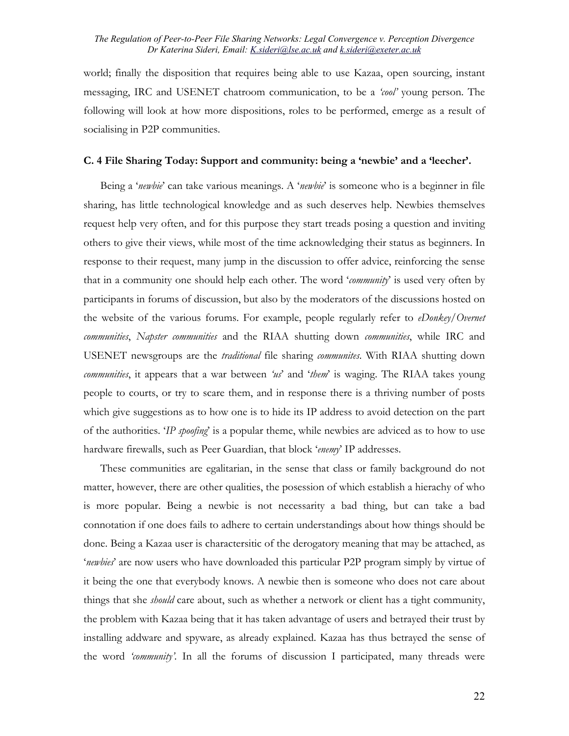world; finally the disposition that requires being able to use Kazaa, open sourcing, instant messaging, IRC and USENET chatroom communication, to be a *'cool'* young person. The following will look at how more dispositions, roles to be performed, emerge as a result of socialising in P2P communities.

### C. 4 File Sharing Today: Support and community: being a 'newbie' and a 'leecher'.

Being a '*newbie*' can take various meanings. A '*newbie*' is someone who is a beginner in file sharing, has little technological knowledge and as such deserves help. Newbies themselves request help very often, and for this purpose they start treads posing a question and inviting others to give their views, while most of the time acknowledging their status as beginners. In response to their request, many jump in the discussion to offer advice, reinforcing the sense that in a community one should help each other. The word '*community*' is used very often by participants in forums of discussion, but also by the moderators of the discussions hosted on the website of the various forums. For example, people regularly refer to *eDonkey/Overnet communities*, *Napster communities* and the RIAA shutting down *communities*, while IRC and USENET newsgroups are the *traditional* file sharing *communites*. With RIAA shutting down *communities*, it appears that a war between *'us'* and '*them*' is waging. The RIAA takes young people to courts, or try to scare them, and in response there is a thriving number of posts which give suggestions as to how one is to hide its IP address to avoid detection on the part of the authorities. '*IP spoofing*' is a popular theme, while newbies are adviced as to how to use hardware firewalls, such as Peer Guardian, that block '*enemy*' IP addresses.

These communities are egalitarian, in the sense that class or family background do not matter, however, there are other qualities, the posession of which establish a hierachy of who is more popular. Being a newbie is not necessarity a bad thing, but can take a bad connotation if one does fails to adhere to certain understandings about how things should be done. Being a Kazaa user is charactersitic of the derogatory meaning that may be attached, as '*newbies*' are now users who have downloaded this particular P2P program simply by virtue of it being the one that everybody knows. A newbie then is someone who does not care about things that she *should* care about, such as whether a network or client has a tight community, the problem with Kazaa being that it has taken advantage of users and betrayed their trust by installing addware and spyware, as already explained. Kazaa has thus betrayed the sense of the word *'community'*. In all the forums of discussion I participated, many threads were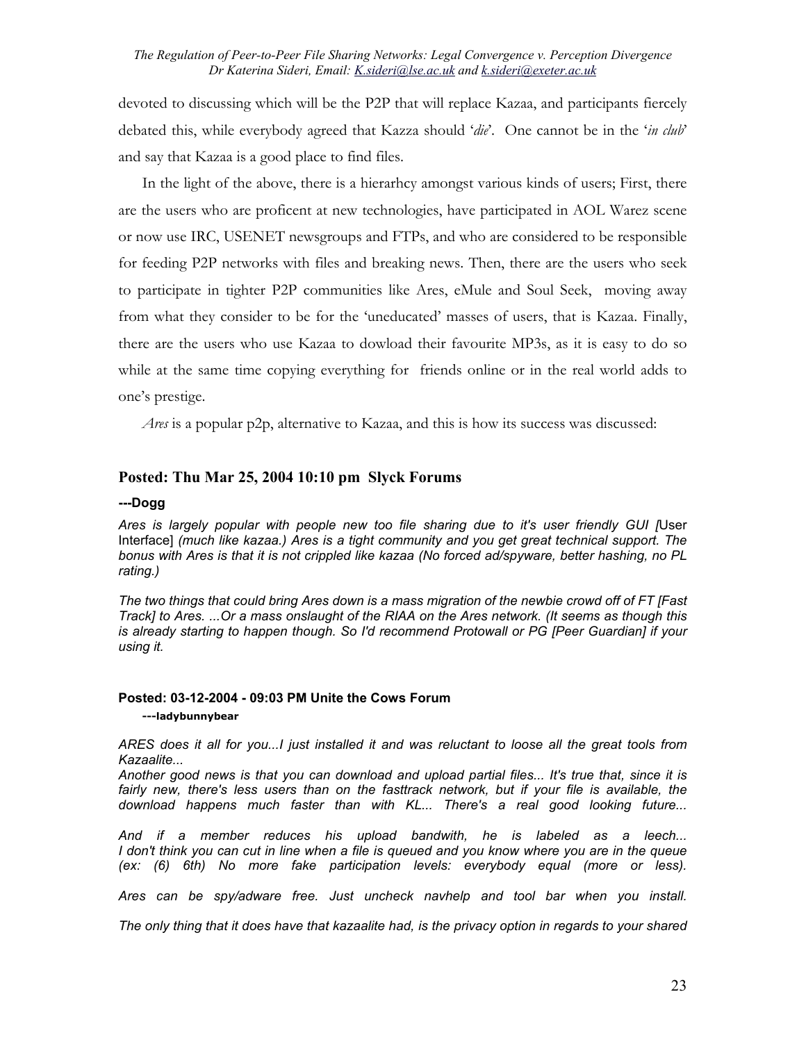devoted to discussing which will be the P2P that will replace Kazaa, and participants fiercely debated this, while everybody agreed that Kazza should '*die*'. One cannot be in the '*in club*' and say that Kazaa is a good place to find files.

In the light of the above, there is a hierarhcy amongst various kinds of users; First, there are the users who are proficent at new technologies, have participated in AOL Warez scene or now use IRC, USENET newsgroups and FTPs, and who are considered to be responsible for feeding P2P networks with files and breaking news. Then, there are the users who seek to participate in tighter P2P communities like Ares, eMule and Soul Seek, moving away from what they consider to be for the 'uneducated' masses of users, that is Kazaa. Finally, there are the users who use Kazaa to dowload their favourite MP3s, as it is easy to do so while at the same time copying everything for friends online or in the real world adds to one's prestige.

*Ares* is a popular p2p, alternative to Kazaa, and this is how its success was discussed:

### Posted: Thu Mar 25, 2004 10:10 pm Slyck Forums

**---Dogg**

*Ares is largely popular with people new too file sharing due to it's user friendly GUI [*User Interface] *(much like kazaa.) Ares is a tight community and you get great technical support. The bonus with Ares is that it is not crippled like kazaa (No forced ad/spyware, better hashing, no PL rating.)*

*The two things that could bring Ares down is a mass migration of the newbie crowd off of FT [Fast Track] to Ares. ...Or a mass onslaught of the RIAA on the Ares network. (It seems as though this is already starting to happen though. So I'd recommend Protowall or PG [Peer Guardian] if your using it.*

#### Posted: 03-12-2004 - 09:03 PM Unite the Cows Forum

**---ladybunnybear**

*ARES does it all for you...I just installed it and was reluctant to loose all the great tools from Kazaalite...*
*Another good news is that you can download and upload partial files... It's true that, since it is fairly new, there's less users than on the fasttrack network, but if your file is available, the download happens much faster than with KL... There's a real good looking future...*

*And if a member reduces his upload bandwith, he is labeled as a leech...*
*I don't think you can cut in line when a file is queued and you know where you are in the queue (ex: (6) 6th) No more fake participation levels: everybody equal (more or less).*

*Ares can be spy/adware free. Just uncheck navhelp and tool bar when you install.*

*The only thing that it does have that kazaalite had, is the privacy option in regards to your shared*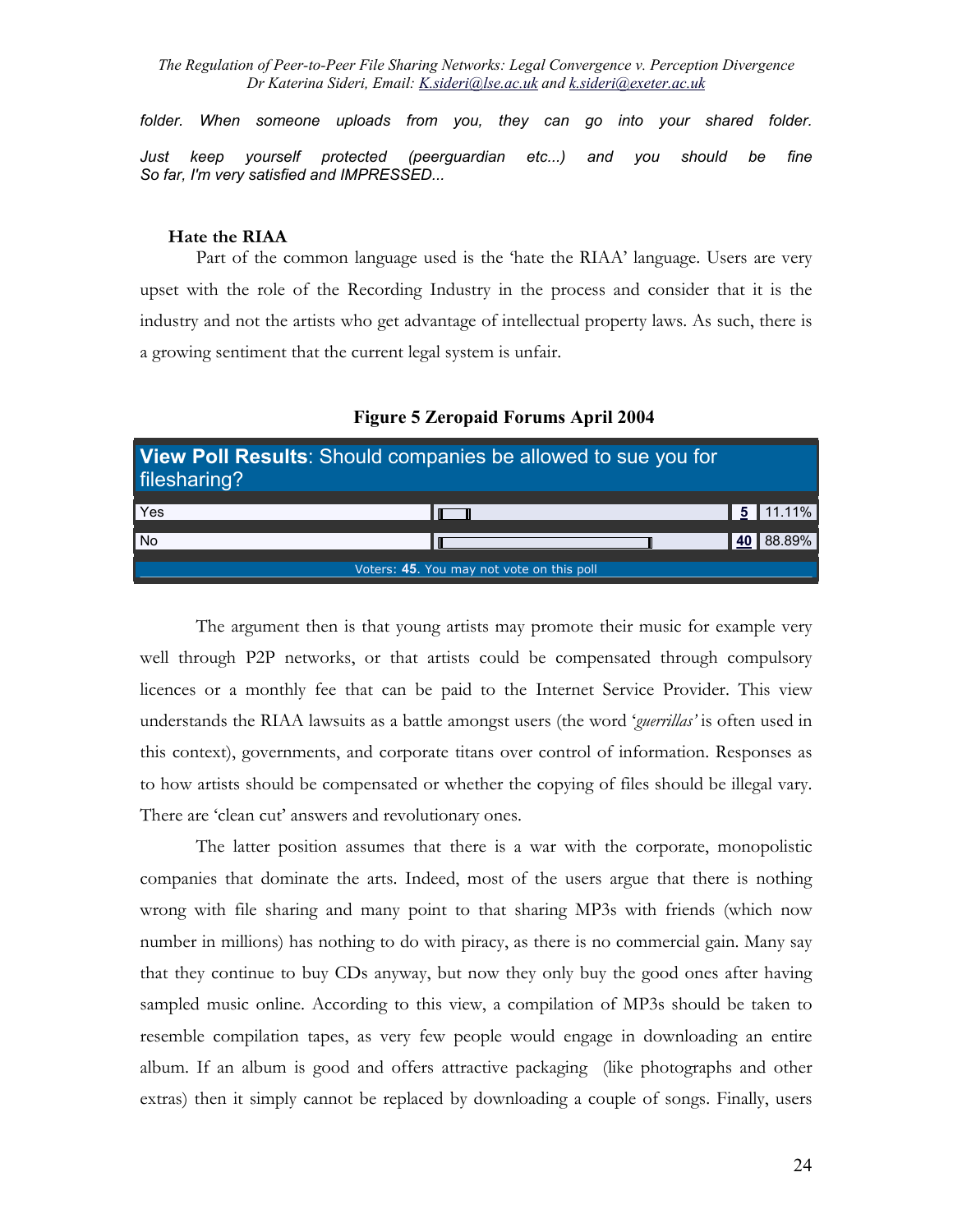*folder. When someone uploads from you, they can go into your shared folder.*

*Just keep yourself protected (peerguardian etc...) and you should be fine So far, I'm very satisfied and IMPRESSED...*

### Hate the RIAA

Part of the common language used is the 'hate the RIAA' language. Users are very upset with the role of the Recording Industry in the process and consider that it is the industry and not the artists who get advantage of intellectual property laws. As such, there is a growing sentiment that the current legal system is unfair.

**Figure 5 Zeropaid Forums April 2004**

| **View Poll Results**: Should companies be allowed to sue you for filesharing? | | |
|---|---|---|
| Yes | 5 | 11.11% |
| No | 40 | 88.89% |
| Voters: **45**. You may not vote on this poll | | |

The argument then is that young artists may promote their music for example very well through P2P networks, or that artists could be compensated through compulsory licences or a monthly fee that can be paid to the Internet Service Provider. This view understands the RIAA lawsuits as a battle amongst users (the word '*guerrillas'* is often used in this context), governments, and corporate titans over control of information. Responses as to how artists should be compensated or whether the copying of files should be illegal vary. There are 'clean cut' answers and revolutionary ones.

The latter position assumes that there is a war with the corporate, monopolistic companies that dominate the arts. Indeed, most of the users argue that there is nothing wrong with file sharing and many point to that sharing MP3s with friends (which now number in millions) has nothing to do with piracy, as there is no commercial gain. Many say that they continue to buy CDs anyway, but now they only buy the good ones after having sampled music online. According to this view, a compilation of MP3s should be taken to resemble compilation tapes, as very few people would engage in downloading an entire album. If an album is good and offers attractive packaging (like photographs and other extras) then it simply cannot be replaced by downloading a couple of songs. Finally, users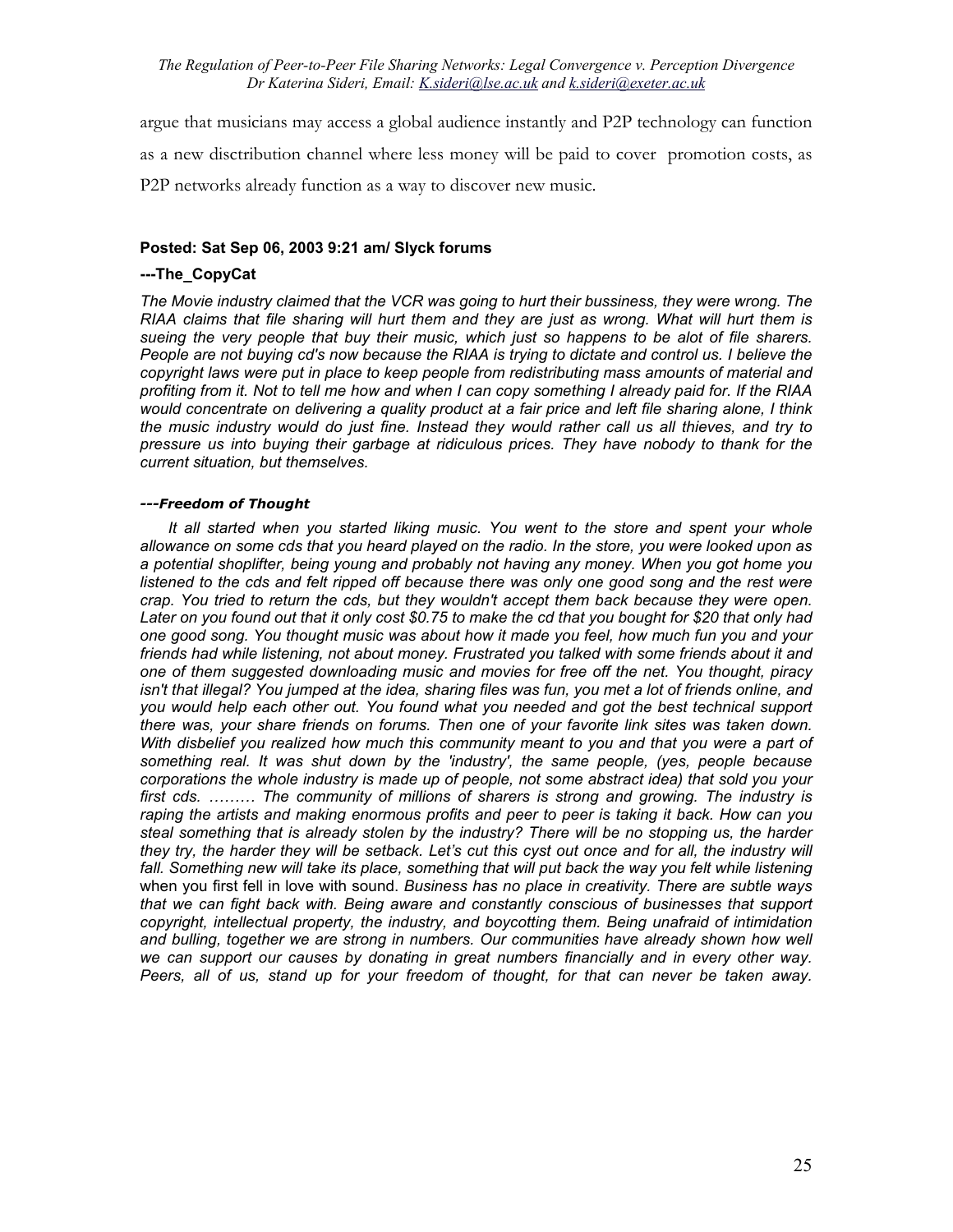argue that musicians may access a global audience instantly and P2P technology can function as a new disctribution channel where less money will be paid to cover promotion costs, as P2P networks already function as a way to discover new music.

**Posted: Sat Sep 06, 2003 9:21 am/ Slyck forums**

**---The_CopyCat**

*The Movie industry claimed that the VCR was going to hurt their bussiness, they were wrong. The RIAA claims that file sharing will hurt them and they are just as wrong. What will hurt them is sueing the very people that buy their music, which just so happens to be alot of file sharers. People are not buying cd's now because the RIAA is trying to dictate and control us. I believe the copyright laws were put in place to keep people from redistributing mass amounts of material and profiting from it. Not to tell me how and when I can copy something I already paid for. If the RIAA would concentrate on delivering a quality product at a fair price and left file sharing alone, I think the music industry would do just fine. Instead they would rather call us all thieves, and try to pressure us into buying their garbage at ridiculous prices. They have nobody to thank for the current situation, but themselves.*

***---Freedom of Thought***

*It all started when you started liking music. You went to the store and spent your whole allowance on some cds that you heard played on the radio. In the store, you were looked upon as a potential shoplifter, being young and probably not having any money. When you got home you listened to the cds and felt ripped off because there was only one good song and the rest were crap. You tried to return the cds, but they wouldn't accept them back because they were open. Later on you found out that it only cost $0.75 to make the cd that you bought for $20 that only had one good song. You thought music was about how it made you feel, how much fun you and your friends had while listening, not about money. Frustrated you talked with some friends about it and one of them suggested downloading music and movies for free off the net. You thought, piracy isn't that illegal? You jumped at the idea, sharing files was fun, you met a lot of friends online, and you would help each other out. You found what you needed and got the best technical support there was, your share friends on forums. Then one of your favorite link sites was taken down. With disbelief you realized how much this community meant to you and that you were a part of something real. It was shut down by the 'industry', the same people, (yes, people because corporations the whole industry is made up of people, not some abstract idea) that sold you your first cds. ……… The community of millions of sharers is strong and growing. The industry is raping the artists and making enormous profits and peer to peer is taking it back. How can you steal something that is already stolen by the industry? There will be no stopping us, the harder they try, the harder they will be setback. Let's cut this cyst out once and for all, the industry will fall. Something new will take its place, something that will put back the way you felt while listening* when you first fell in love with sound. *Business has no place in creativity. There are subtle ways that we can fight back with. Being aware and constantly conscious of businesses that support copyright, intellectual property, the industry, and boycotting them. Being unafraid of intimidation and bulling, together we are strong in numbers. Our communities have already shown how well we can support our causes by donating in great numbers financially and in every other way. Peers, all of us, stand up for your freedom of thought, for that can never be taken away.*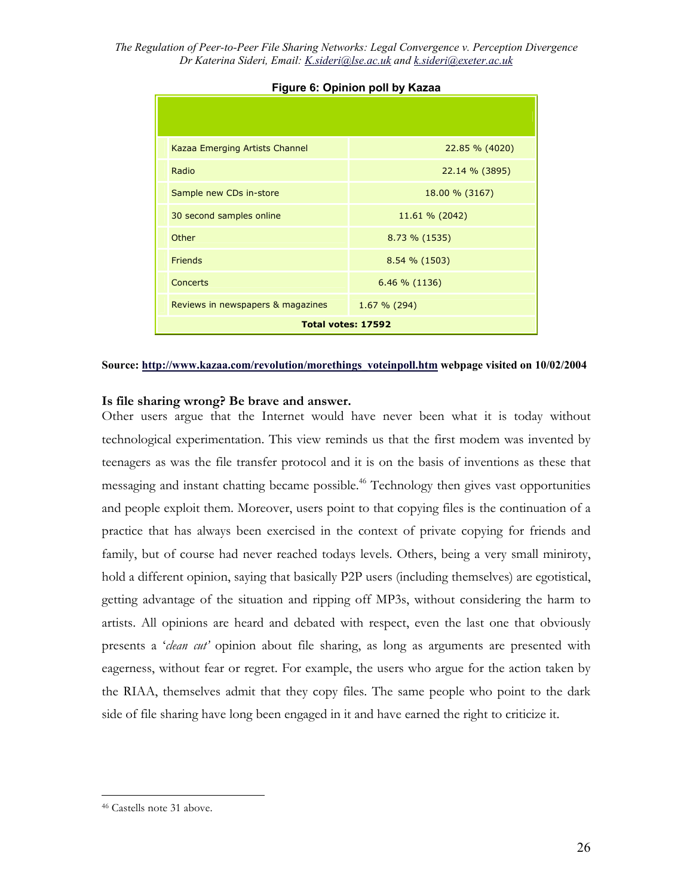**Figure 6: Opinion poll by Kazaa**

| | |
|---|---|
| Kazaa Emerging Artists Channel | 22.85 % (4020) |
| Radio | 22.14 % (3895) |
| Sample new CDs in-store | 18.00 % (3167) |
| 30 second samples online | 11.61 % (2042) |
| Other | 8.73 % (1535) |
| Friends | 8.54 % (1503) |
| Concerts | 6.46 % (1136) |
| Reviews in newspapers & magazines | 1.67 % (294) |
| **Total votes: 17592** | |

**Source: http://www.kazaa.com/revolution/morethings_voteinpoll.htm webpage visited on 10/02/2004**

### Is file sharing wrong? Be brave and answer.

Other users argue that the Internet would have never been what it is today without technological experimentation. This view reminds us that the first modem was invented by teenagers as was the file transfer protocol and it is on the basis of inventions as these that messaging and instant chatting became possible.[46] Technology then gives vast opportunities and people exploit them. Moreover, users point to that copying files is the continuation of a practice that has always been exercised in the context of private copying for friends and family, but of course had never reached todays levels. Others, being a very small miniroty, hold a different opinion, saying that basically P2P users (including themselves) are egotistical, getting advantage of the situation and ripping off MP3s, without considering the harm to artists. All opinions are heard and debated with respect, even the last one that obviously presents a '*clean cut'* opinion about file sharing, as long as arguments are presented with eagerness, without fear or regret. For example, the users who argue for the action taken by the RIAA, themselves admit that they copy files. The same people who point to the dark side of file sharing have long been engaged in it and have earned the right to criticize it.

[46] Castells note 31 above.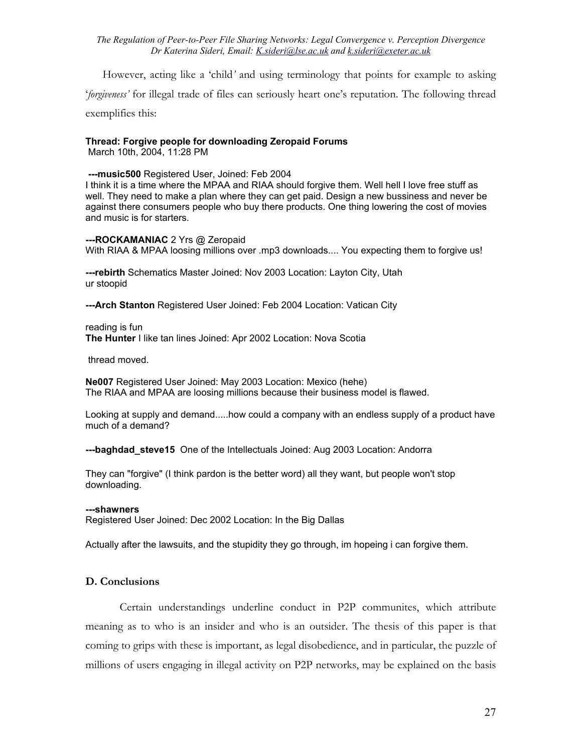However, acting like a '*child*' and using terminology that points for example to asking '*forgiveness*' for illegal trade of files can seriously heart one's reputation. The following thread exemplifies this:

**Thread: Forgive people for downloading Zeropaid Forums**
March 10th, 2004, 11:28 PM

**---music500** Registered User, Joined: Feb 2004
I think it is a time where the MPAA and RIAA should forgive them. Well hell I love free stuff as well. They need to make a plan where they can get paid. Design a new bussiness and never be against there consumers people who buy there products. One thing lowering the cost of movies and music is for starters.

**---ROCKAMANIAC** 2 Yrs @ Zeropaid
With RIAA & MPAA loosing millions over .mp3 downloads.... You expecting them to forgive us!

**---rebirth** Schematics Master Joined: Nov 2003 Location: Layton City, Utah
ur stoopid

**---Arch Stanton** Registered User Joined: Feb 2004 Location: Vatican City

reading is fun
**The Hunter** I like tan lines Joined: Apr 2002 Location: Nova Scotia

thread moved.

**Ne007** Registered User Joined: May 2003 Location: Mexico (hehe)
The RIAA and MPAA are loosing millions because their business model is flawed.

Looking at supply and demand.....how could a company with an endless supply of a product have much of a demand?

**---baghdad_steve15** One of the Intellectuals Joined: Aug 2003 Location: Andorra

They can "forgive" (I think pardon is the better word) all they want, but people won't stop downloading.

**---shawners**
Registered User Joined: Dec 2002 Location: In the Big Dallas

Actually after the lawsuits, and the stupidity they go through, im hopeing i can forgive them.

## D. Conclusions

Certain understandings underline conduct in P2P communites, which attribute meaning as to who is an insider and who is an outsider. The thesis of this paper is that coming to grips with these is important, as legal disobedience, and in particular, the puzzle of millions of users engaging in illegal activity on P2P networks, may be explained on the basis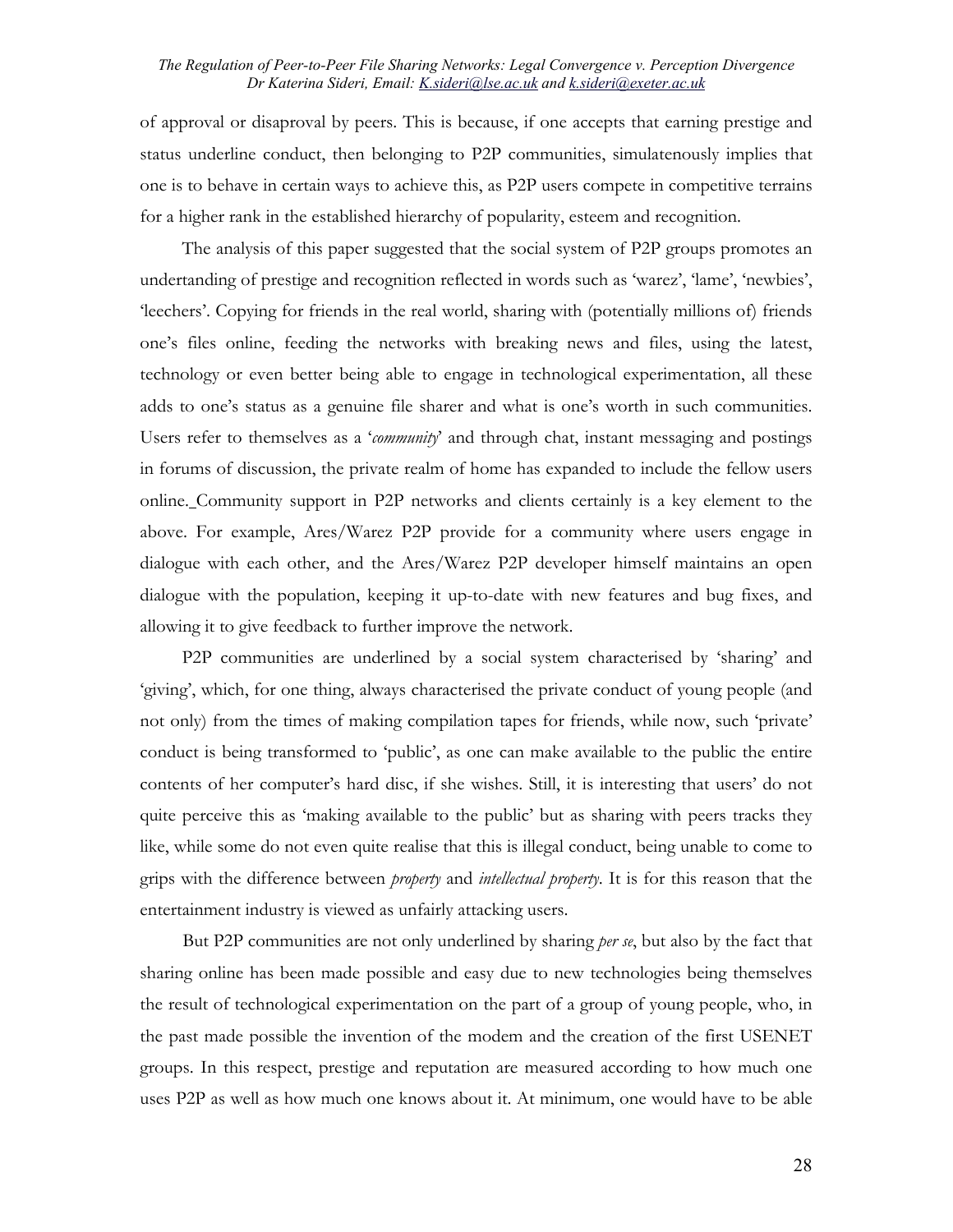of approval or disaproval by peers. This is because, if one accepts that earning prestige and status underline conduct, then belonging to P2P communities, simulatenously implies that one is to behave in certain ways to achieve this, as P2P users compete in competitive terrains for a higher rank in the established hierarchy of popularity, esteem and recognition.

The analysis of this paper suggested that the social system of P2P groups promotes an undertanding of prestige and recognition reflected in words such as 'warez', 'lame', 'newbies', 'leechers'. Copying for friends in the real world, sharing with (potentially millions of) friends one's files online, feeding the networks with breaking news and files, using the latest, technology or even better being able to engage in technological experimentation, all these adds to one's status as a genuine file sharer and what is one's worth in such communities. Users refer to themselves as a '*community*' and through chat, instant messaging and postings in forums of discussion, the private realm of home has expanded to include the fellow users online. Community support in P2P networks and clients certainly is a key element to the above. For example, Ares/Warez P2P provide for a community where users engage in dialogue with each other, and the Ares/Warez P2P developer himself maintains an open dialogue with the population, keeping it up-to-date with new features and bug fixes, and allowing it to give feedback to further improve the network.

P2P communities are underlined by a social system characterised by 'sharing' and 'giving', which, for one thing, always characterised the private conduct of young people (and not only) from the times of making compilation tapes for friends, while now, such 'private' conduct is being transformed to 'public', as one can make available to the public the entire contents of her computer's hard disc, if she wishes. Still, it is interesting that users' do not quite perceive this as 'making available to the public' but as sharing with peers tracks they like, while some do not even quite realise that this is illegal conduct, being unable to come to grips with the difference between *property* and *intellectual property*. It is for this reason that the entertainment industry is viewed as unfairly attacking users.

But P2P communities are not only underlined by sharing *per se*, but also by the fact that sharing online has been made possible and easy due to new technologies being themselves the result of technological experimentation on the part of a group of young people, who, in the past made possible the invention of the modem and the creation of the first USENET groups. In this respect, prestige and reputation are measured according to how much one uses P2P as well as how much one knows about it. At minimum, one would have to be able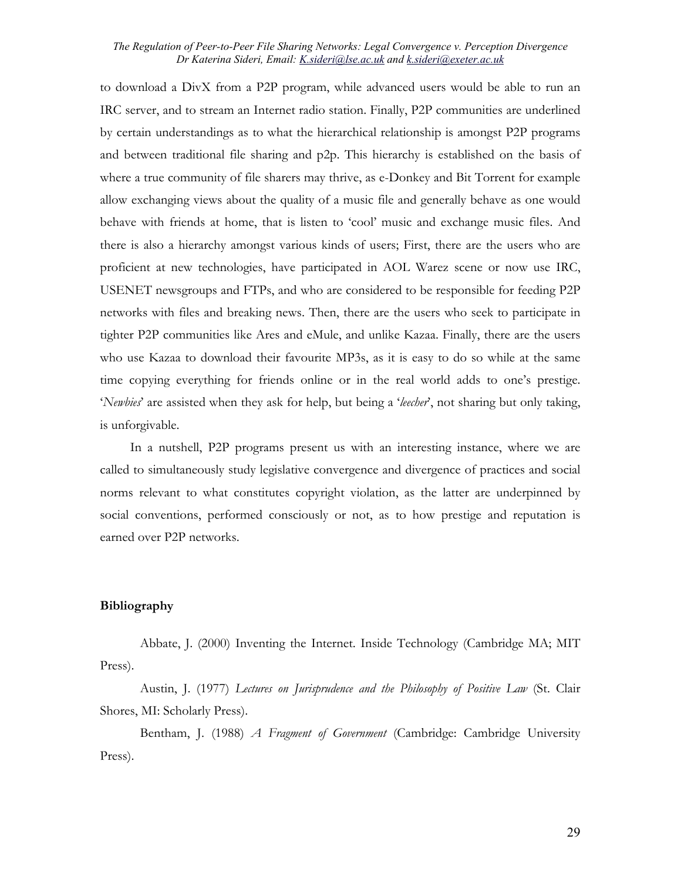to download a DivX from a P2P program, while advanced users would be able to run an IRC server, and to stream an Internet radio station. Finally, P2P communities are underlined by certain understandings as to what the hierarchical relationship is amongst P2P programs and between traditional file sharing and p2p. This hierarchy is established on the basis of where a true community of file sharers may thrive, as e-Donkey and Bit Torrent for example allow exchanging views about the quality of a music file and generally behave as one would behave with friends at home, that is listen to 'cool' music and exchange music files. And there is also a hierarchy amongst various kinds of users; First, there are the users who are proficient at new technologies, have participated in AOL Warez scene or now use IRC, USENET newsgroups and FTPs, and who are considered to be responsible for feeding P2P networks with files and breaking news. Then, there are the users who seek to participate in tighter P2P communities like Ares and eMule, and unlike Kazaa. Finally, there are the users who use Kazaa to download their favourite MP3s, as it is easy to do so while at the same time copying everything for friends online or in the real world adds to one's prestige. '*Newbies*' are assisted when they ask for help, but being a '*leecher*', not sharing but only taking, is unforgivable.

In a nutshell, P2P programs present us with an interesting instance, where we are called to simultaneously study legislative convergence and divergence of practices and social norms relevant to what constitutes copyright violation, as the latter are underpinned by social conventions, performed consciously or not, as to how prestige and reputation is earned over P2P networks.

**Bibliography**

Abbate, J. (2000) Inventing the Internet. Inside Technology (Cambridge MA; MIT Press).

Austin, J. (1977) *Lectures on Jurisprudence and the Philosophy of Positive Law* (St. Clair Shores, MI: Scholarly Press).

Bentham, J. (1988) *A Fragment of Government* (Cambridge: Cambridge University Press).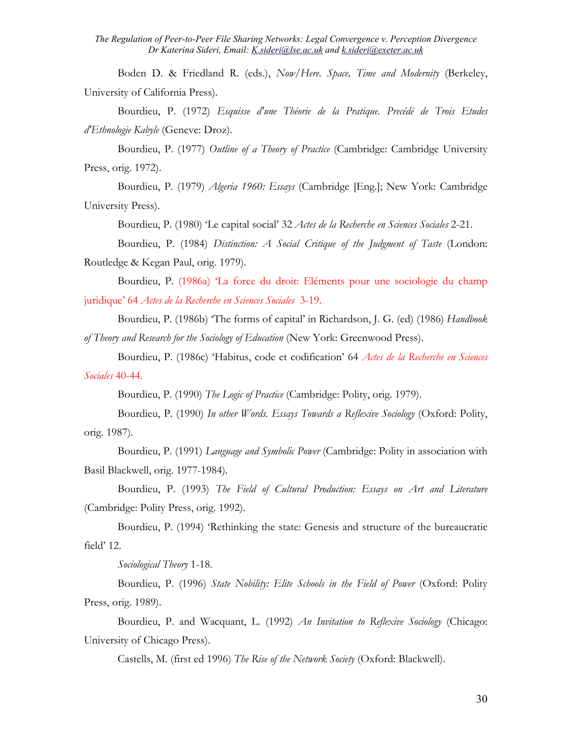Boden D. & Friedland R. (eds.), *Now/Here. Space, Time and Modernity* (Berkeley, University of California Press).

Bourdieu, P. (1972) *Esquisse d'une Théorie de la Pratique. Precédé de Trois Etudes d'Ethnologie Kabyle* (Geneve: Droz).

Bourdieu, P. (1977) *Outline of a Theory of Practice* (Cambridge: Cambridge University Press, orig. 1972).

Bourdieu, P. (1979) *Algeria 1960: Essays* (Cambridge [Eng.]; New York: Cambridge University Press).

Bourdieu, P. (1980) 'Le capital social' 32 *Actes de la Recherche en Sciences Sociales* 2-21.

Bourdieu, P. (1984) *Distinction: A Social Critique of the Judgment of Taste* (London: Routledge & Kegan Paul, orig. 1979).

Bourdieu, P. (1986a) 'La force du droit: Eléments pour une sociologie du champ juridique' 64 *Actes de la Recherche en Sciences Sociales* 3-19.

Bourdieu, P. (1986b) 'The forms of capital' in Richardson, J. G. (ed) (1986) *Handbook of Theory and Research for the Sociology of Education* (New York: Greenwood Press).

Bourdieu, P. (1986c) 'Habitus, code et codification' 64 *Actes de la Recherche en Sciences Sociales* 40-44.

Bourdieu, P. (1990) *The Logic of Practice* (Cambridge: Polity, orig. 1979).

Bourdieu, P. (1990) *In other Words. Essays Towards a Reflexive Sociology* (Oxford: Polity, orig. 1987).

Bourdieu, P. (1991) *Language and Symbolic Power* (Cambridge: Polity in association with Basil Blackwell, orig. 1977-1984).

Bourdieu, P. (1993) *The Field of Cultural Production: Essays on Art and Literature* (Cambridge: Polity Press, orig. 1992).

Bourdieu, P. (1994) 'Rethinking the state: Genesis and structure of the bureaucratic field' 12.

*Sociological Theory* 1-18.

Bourdieu, P. (1996) *State Nobility: Elite Schools in the Field of Power* (Oxford: Polity Press, orig. 1989).

Bourdieu, P. and Wacquant, L. (1992) *An Invitation to Reflexive Sociology* (Chicago: University of Chicago Press).

Castells, M. (first ed 1996) *The Rise of the Network Society* (Oxford: Blackwell).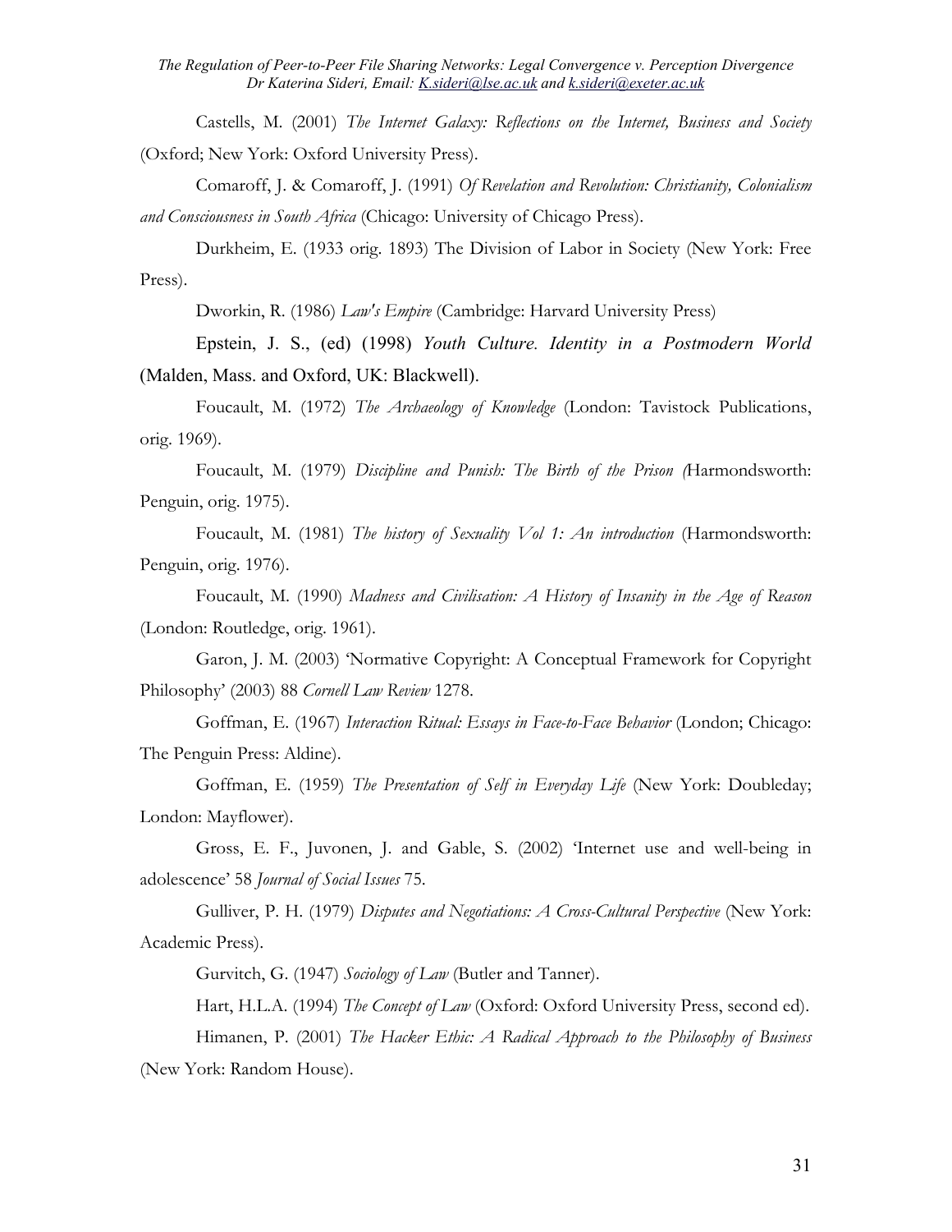Castells, M. (2001) *The Internet Galaxy: Reflections on the Internet, Business and Society* (Oxford; New York: Oxford University Press).

Comaroff, J. & Comaroff, J. (1991) *Of Revelation and Revolution: Christianity, Colonialism and Consciousness in South Africa* (Chicago: University of Chicago Press).

Durkheim, E. (1933 orig. 1893) The Division of Labor in Society (New York: Free Press).

Dworkin, R. (1986) *Law's Empire* (Cambridge: Harvard University Press)

Epstein, J. S., (ed) (1998) *Youth Culture. Identity in a Postmodern World* (Malden, Mass. and Oxford, UK: Blackwell).

Foucault, M. (1972) *The Archaeology of Knowledge* (London: Tavistock Publications, orig. 1969).

Foucault, M. (1979) *Discipline and Punish: The Birth of the Prison (*Harmondsworth: Penguin, orig. 1975).

Foucault, M. (1981) *The history of Sexuality Vol 1: An introduction* (Harmondsworth: Penguin, orig. 1976).

Foucault, M. (1990) *Madness and Civilisation: A History of Insanity in the Age of Reason* (London: Routledge, orig. 1961).

Garon, J. M. (2003) 'Normative Copyright: A Conceptual Framework for Copyright Philosophy' (2003) 88 *Cornell Law Review* 1278.

Goffman, E. (1967) *Interaction Ritual: Essays in Face-to-Face Behavior* (London; Chicago: The Penguin Press: Aldine).

Goffman, E. (1959) *The Presentation of Self in Everyday Life* (New York: Doubleday; London: Mayflower).

Gross, E. F., Juvonen, J. and Gable, S. (2002) 'Internet use and well-being in adolescence' 58 *Journal of Social Issues* 75.

Gulliver, P. H. (1979) *Disputes and Negotiations: A Cross-Cultural Perspective* (New York: Academic Press).

Gurvitch, G. (1947) *Sociology of Law* (Butler and Tanner).

Hart, H.L.A. (1994) *The Concept of Law* (Oxford: Oxford University Press, second ed).

Himanen, P. (2001) *The Hacker Ethic: A Radical Approach to the Philosophy of Business* (New York: Random House).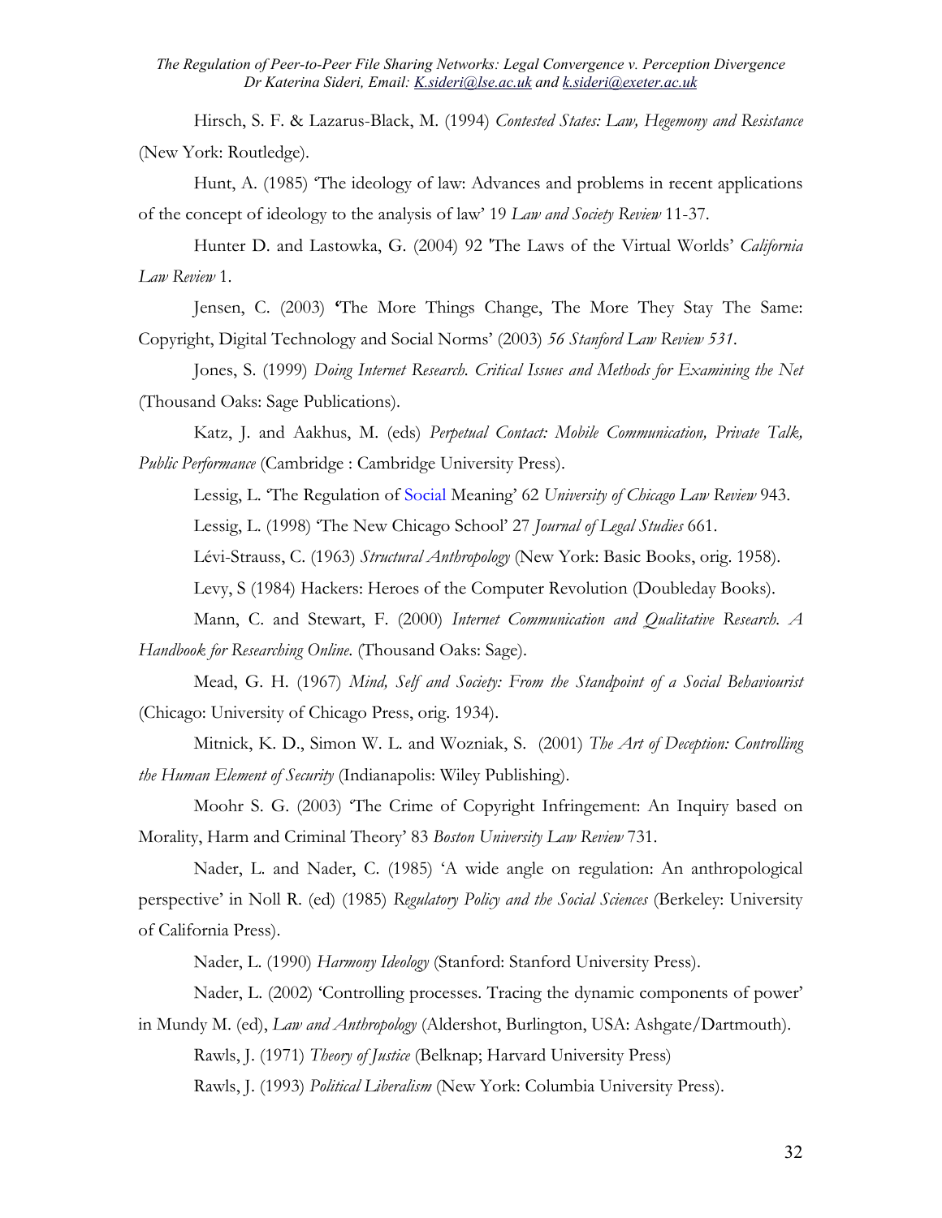Hirsch, S. F. & Lazarus-Black, M. (1994) *Contested States: Law, Hegemony and Resistance* (New York: Routledge).

Hunt, A. (1985) 'The ideology of law: Advances and problems in recent applications of the concept of ideology to the analysis of law' 19 *Law and Society Review* 11-37.

Hunter D. and Lastowka, G. (2004) 92 'The Laws of the Virtual Worlds' *California Law Review* 1.

Jensen, C. (2003) **'**The More Things Change, The More They Stay The Same: Copyright, Digital Technology and Social Norms' (2003) *56 Stanford Law Review 531*.

Jones, S. (1999) *Doing Internet Research. Critical Issues and Methods for Examining the Net* (Thousand Oaks: Sage Publications).

Katz, J. and Aakhus, M. (eds) *Perpetual Contact: Mobile Communication, Private Talk, Public Performance* (Cambridge : Cambridge University Press).

Lessig, L. 'The Regulation of Social Meaning' 62 *University of Chicago Law Review* 943.

Lessig, L. (1998) 'The New Chicago School' 27 *Journal of Legal Studies* 661.

Lévi-Strauss, C. (1963) *Structural Anthropology* (New York: Basic Books, orig. 1958).

Levy, S (1984) Hackers: Heroes of the Computer Revolution (Doubleday Books).

Mann, C. and Stewart, F. (2000) *Internet Communication and Qualitative Research. A Handbook for Researching Online.* (Thousand Oaks: Sage).

Mead, G. H. (1967) *Mind, Self and Society: From the Standpoint of a Social Behaviourist* (Chicago: University of Chicago Press, orig. 1934).

Mitnick, K. D., Simon W. L. and Wozniak, S. (2001) *The Art of Deception: Controlling the Human Element of Security* (Indianapolis: Wiley Publishing).

Moohr S. G. (2003) 'The Crime of Copyright Infringement: An Inquiry based on Morality, Harm and Criminal Theory' 83 *Boston University Law Review* 731.

Nader, L. and Nader, C. (1985) 'A wide angle on regulation: An anthropological perspective' in Noll R. (ed) (1985) *Regulatory Policy and the Social Sciences* (Berkeley: University of California Press).

Nader, L. (1990) *Harmony Ideology* (Stanford: Stanford University Press).

Nader, L. (2002) 'Controlling processes. Tracing the dynamic components of power' in Mundy M. (ed), *Law and Anthropology* (Aldershot, Burlington, USA: Ashgate/Dartmouth).

Rawls, J. (1971) *Theory of Justice* (Belknap; Harvard University Press)

Rawls, J. (1993) *Political Liberalism* (New York: Columbia University Press).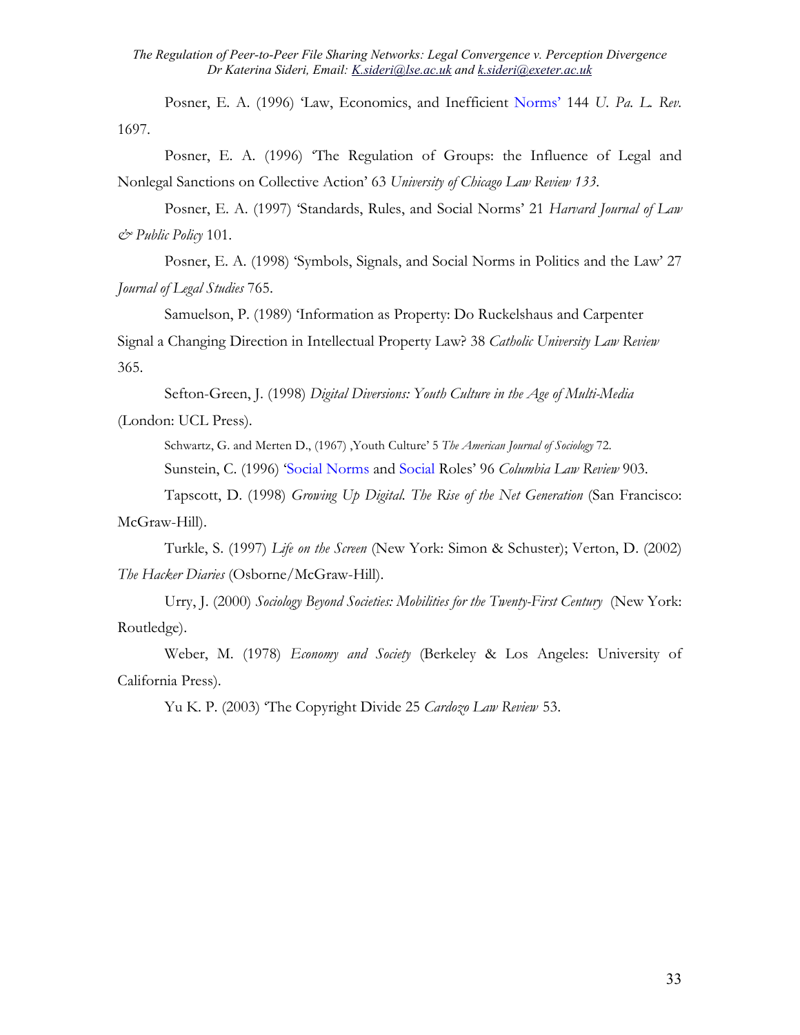Posner, E. A. (1996) 'Law, Economics, and Inefficient Norms' 144 *U. Pa. L. Rev.* 1697.

Posner, E. A. (1996) 'The Regulation of Groups: the Influence of Legal and Nonlegal Sanctions on Collective Action' 63 *University of Chicago Law Review 133*.

Posner, E. A. (1997) 'Standards, Rules, and Social Norms' 21 *Harvard Journal of Law & Public Policy* 101.

Posner, E. A. (1998) 'Symbols, Signals, and Social Norms in Politics and the Law' 27 *Journal of Legal Studies* 765.

Samuelson, P. (1989) 'Information as Property: Do Ruckelshaus and Carpenter Signal a Changing Direction in Intellectual Property Law? 38 *Catholic University Law Review* 365.

Sefton-Green, J. (1998) *Digital Diversions: Youth Culture in the Age of Multi-Media* (London: UCL Press).

Schwartz, G. and Merten D., (1967) ,Youth Culture' 5 *The American Journal of Sociology* 72.

Sunstein, C. (1996) 'Social Norms and Social Roles' 96 *Columbia Law Review* 903.

Tapscott, D. (1998) *Growing Up Digital. The Rise of the Net Generation* (San Francisco: McGraw-Hill).

Turkle, S. (1997) *Life on the Screen* (New York: Simon & Schuster); Verton, D. (2002) *The Hacker Diaries* (Osborne/McGraw-Hill).

Urry, J. (2000) *Sociology Beyond Societies: Mobilities for the Twenty-First Century* (New York: Routledge).

Weber, M. (1978) *Economy and Society* (Berkeley & Los Angeles: University of California Press).

Yu K. P. (2003) 'The Copyright Divide 25 *Cardozo Law Review* 53.